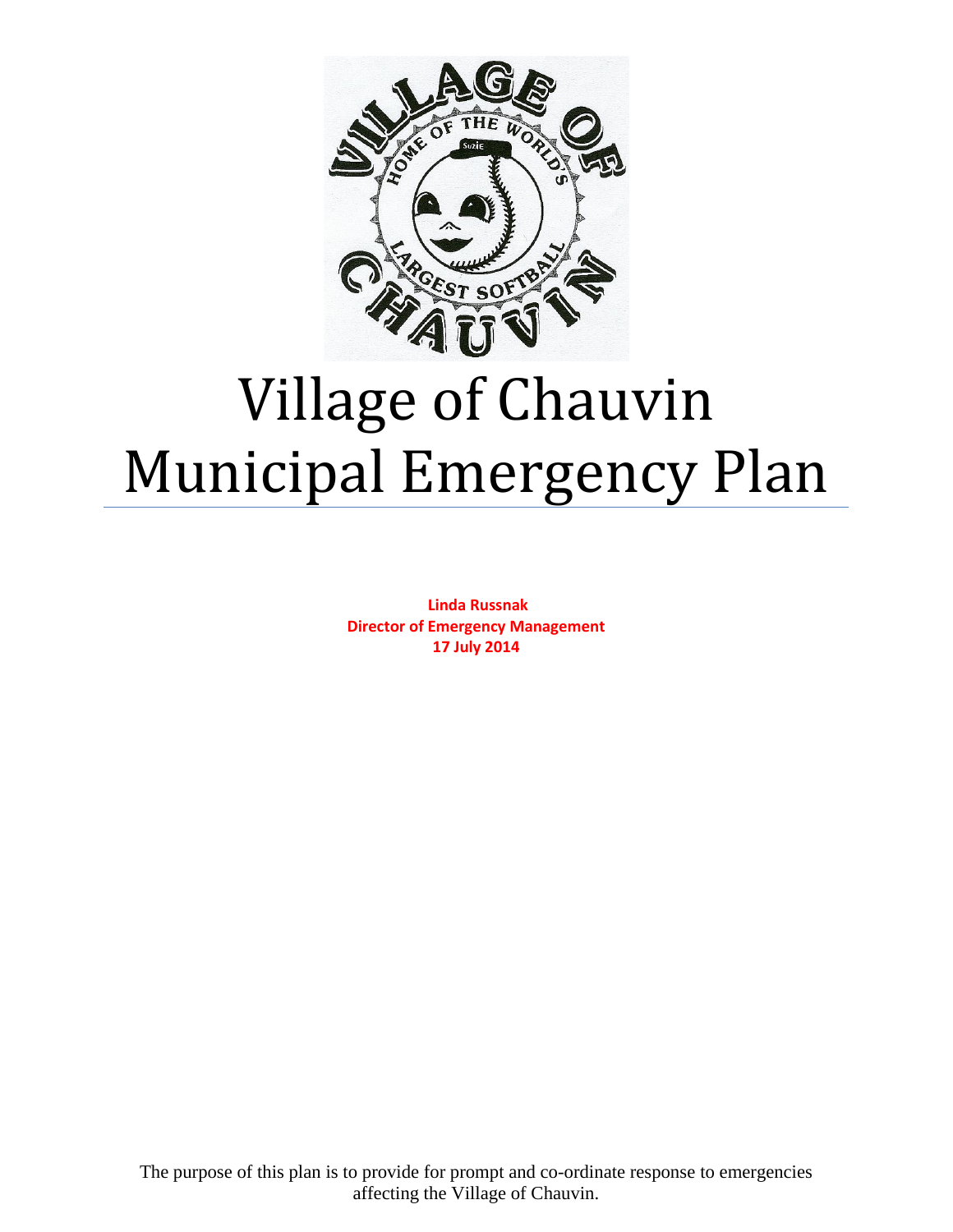# Village of Chauvin Municipal Emergency Plan

**Linda Russnak**
**Director of Emergency Management**
**17 July 2014**

The purpose of this plan is to provide for prompt and co-ordinate response to emergencies affecting the Village of Chauvin.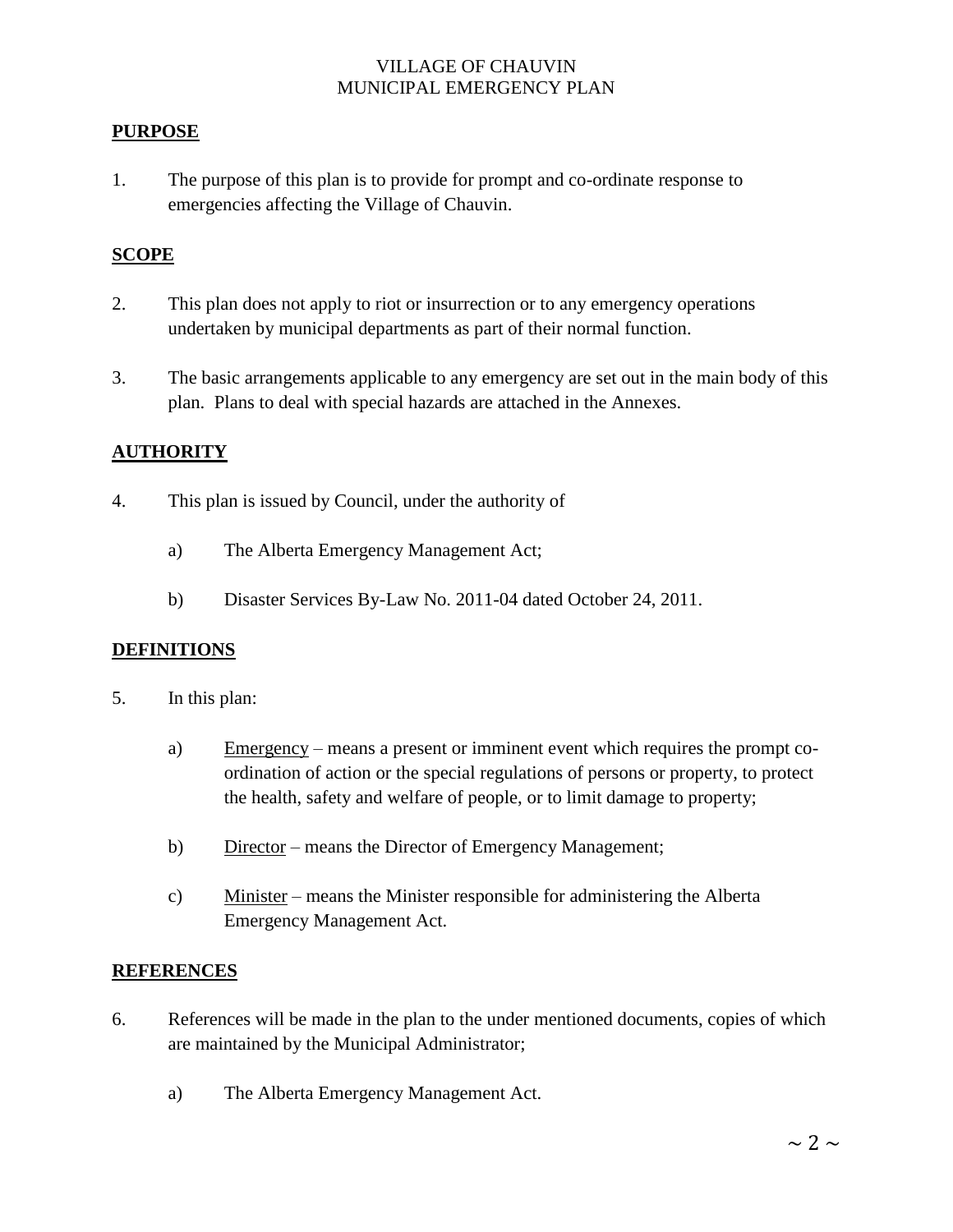VILLAGE OF CHAUVIN
MUNICIPAL EMERGENCY PLAN

## PURPOSE

1. The purpose of this plan is to provide for prompt and co-ordinate response to emergencies affecting the Village of Chauvin.

## SCOPE

2. This plan does not apply to riot or insurrection or to any emergency operations undertaken by municipal departments as part of their normal function.

3. The basic arrangements applicable to any emergency are set out in the main body of this plan. Plans to deal with special hazards are attached in the Annexes.

## AUTHORITY

4. This plan is issued by Council, under the authority of

   a) The Alberta Emergency Management Act;

   b) Disaster Services By-Law No. 2011-04 dated October 24, 2011.

## DEFINITIONS

5. In this plan:

   a) Emergency – means a present or imminent event which requires the prompt co-ordination of action or the special regulations of persons or property, to protect the health, safety and welfare of people, or to limit damage to property;

   b) Director – means the Director of Emergency Management;

   c) Minister – means the Minister responsible for administering the Alberta Emergency Management Act.

## REFERENCES

6. References will be made in the plan to the under mentioned documents, copies of which are maintained by the Municipal Administrator;

   a) The Alberta Emergency Management Act.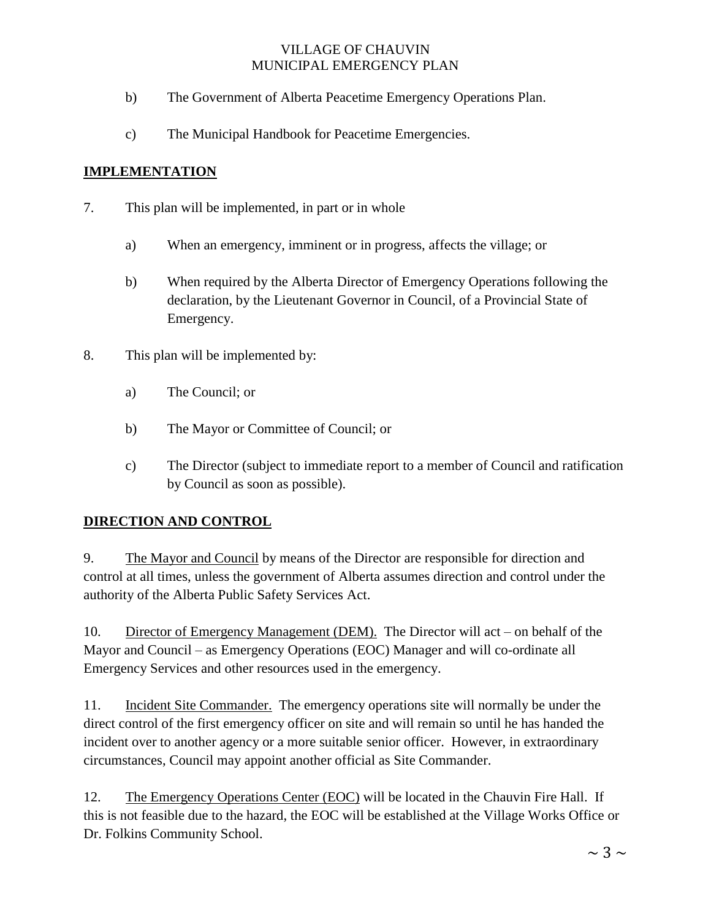b) The Government of Alberta Peacetime Emergency Operations Plan.

c) The Municipal Handbook for Peacetime Emergencies.

## IMPLEMENTATION

7. This plan will be implemented, in part or in whole

   a) When an emergency, imminent or in progress, affects the village; or

   b) When required by the Alberta Director of Emergency Operations following the declaration, by the Lieutenant Governor in Council, of a Provincial State of Emergency.

8. This plan will be implemented by:

   a) The Council; or

   b) The Mayor or Committee of Council; or

   c) The Director (subject to immediate report to a member of Council and ratification by Council as soon as possible).

## DIRECTION AND CONTROL

9. The Mayor and Council by means of the Director are responsible for direction and control at all times, unless the government of Alberta assumes direction and control under the authority of the Alberta Public Safety Services Act.

10. Director of Emergency Management (DEM). The Director will act – on behalf of the Mayor and Council – as Emergency Operations (EOC) Manager and will co-ordinate all Emergency Services and other resources used in the emergency.

11. Incident Site Commander. The emergency operations site will normally be under the direct control of the first emergency officer on site and will remain so until he has handed the incident over to another agency or a more suitable senior officer. However, in extraordinary circumstances, Council may appoint another official as Site Commander.

12. The Emergency Operations Center (EOC) will be located in the Chauvin Fire Hall. If this is not feasible due to the hazard, the EOC will be established at the Village Works Office or Dr. Folkins Community School.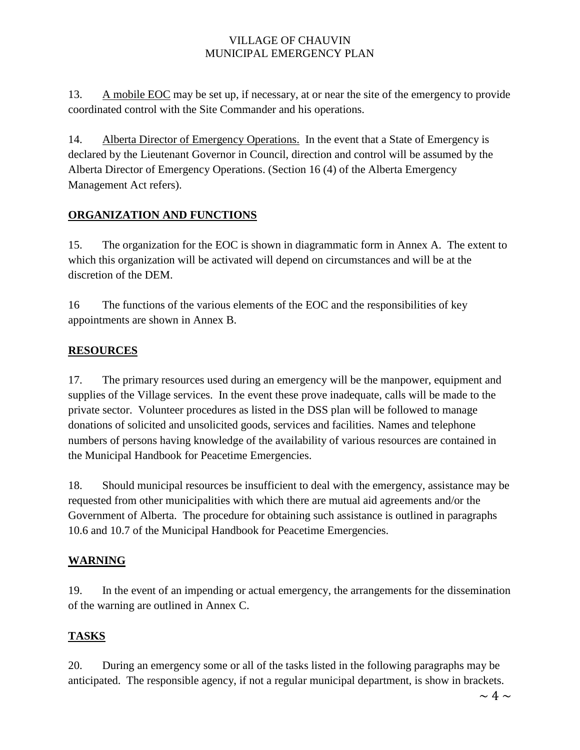13. <u>A mobile EOC</u> may be set up, if necessary, at or near the site of the emergency to provide coordinated control with the Site Commander and his operations.

14. <u>Alberta Director of Emergency Operations.</u> In the event that a State of Emergency is declared by the Lieutenant Governor in Council, direction and control will be assumed by the Alberta Director of Emergency Operations. (Section 16 (4) of the Alberta Emergency Management Act refers).

## ORGANIZATION AND FUNCTIONS

15. The organization for the EOC is shown in diagrammatic form in Annex A. The extent to which this organization will be activated will depend on circumstances and will be at the discretion of the DEM.

16 The functions of the various elements of the EOC and the responsibilities of key appointments are shown in Annex B.

## RESOURCES

17. The primary resources used during an emergency will be the manpower, equipment and supplies of the Village services. In the event these prove inadequate, calls will be made to the private sector. Volunteer procedures as listed in the DSS plan will be followed to manage donations of solicited and unsolicited goods, services and facilities. Names and telephone numbers of persons having knowledge of the availability of various resources are contained in the Municipal Handbook for Peacetime Emergencies.

18. Should municipal resources be insufficient to deal with the emergency, assistance may be requested from other municipalities with which there are mutual aid agreements and/or the Government of Alberta. The procedure for obtaining such assistance is outlined in paragraphs 10.6 and 10.7 of the Municipal Handbook for Peacetime Emergencies.

## WARNING

19. In the event of an impending or actual emergency, the arrangements for the dissemination of the warning are outlined in Annex C.

## TASKS

20. During an emergency some or all of the tasks listed in the following paragraphs may be anticipated. The responsible agency, if not a regular municipal department, is show in brackets.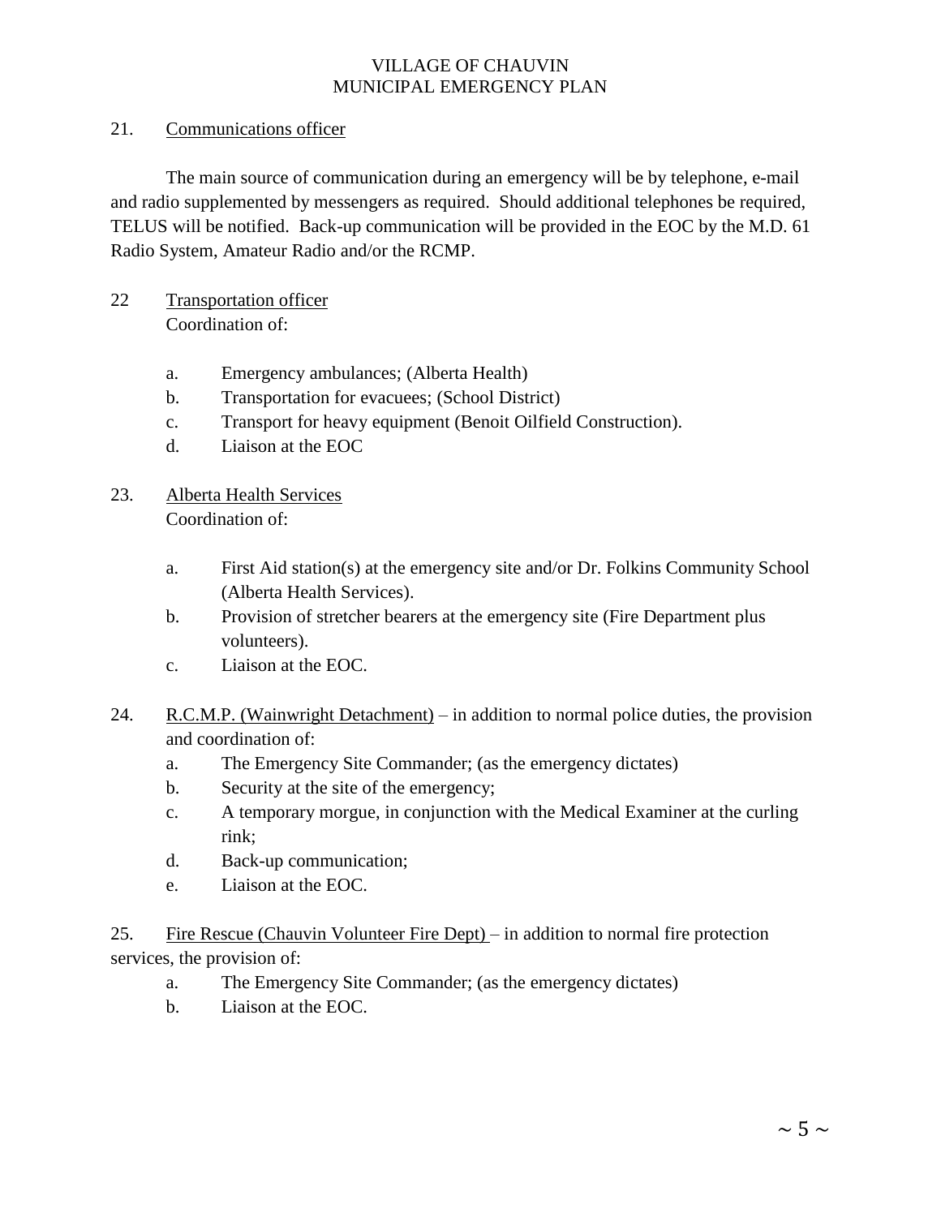21. Communications officer

The main source of communication during an emergency will be by telephone, e-mail and radio supplemented by messengers as required. Should additional telephones be required, TELUS will be notified. Back-up communication will be provided in the EOC by the M.D. 61 Radio System, Amateur Radio and/or the RCMP.

22 Transportation officer
Coordination of:

a. Emergency ambulances; (Alberta Health)
b. Transportation for evacuees; (School District)
c. Transport for heavy equipment (Benoit Oilfield Construction).
d. Liaison at the EOC

23. Alberta Health Services
Coordination of:

a. First Aid station(s) at the emergency site and/or Dr. Folkins Community School (Alberta Health Services).
b. Provision of stretcher bearers at the emergency site (Fire Department plus volunteers).
c. Liaison at the EOC.

24. R.C.M.P. (Wainwright Detachment) – in addition to normal police duties, the provision and coordination of:

a. The Emergency Site Commander; (as the emergency dictates)
b. Security at the site of the emergency;
c. A temporary morgue, in conjunction with the Medical Examiner at the curling rink;
d. Back-up communication;
e. Liaison at the EOC.

25. Fire Rescue (Chauvin Volunteer Fire Dept) – in addition to normal fire protection services, the provision of:

a. The Emergency Site Commander; (as the emergency dictates)
b. Liaison at the EOC.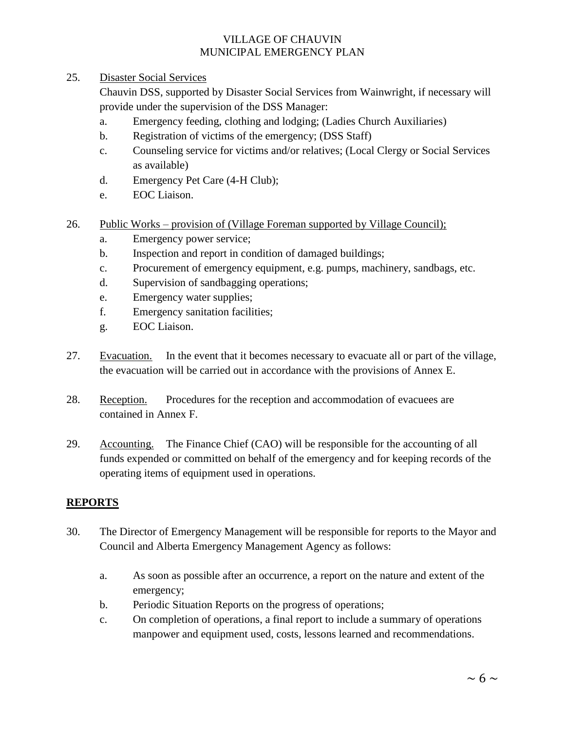25. Disaster Social Services

    Chauvin DSS, supported by Disaster Social Services from Wainwright, if necessary will provide under the supervision of the DSS Manager:

    a. Emergency feeding, clothing and lodging; (Ladies Church Auxiliaries)
    b. Registration of victims of the emergency; (DSS Staff)
    c. Counseling service for victims and/or relatives; (Local Clergy or Social Services as available)
    d. Emergency Pet Care (4-H Club);
    e. EOC Liaison.

26. Public Works – provision of (Village Foreman supported by Village Council);

    a. Emergency power service;
    b. Inspection and report in condition of damaged buildings;
    c. Procurement of emergency equipment, e.g. pumps, machinery, sandbags, etc.
    d. Supervision of sandbagging operations;
    e. Emergency water supplies;
    f. Emergency sanitation facilities;
    g. EOC Liaison.

27. Evacuation. In the event that it becomes necessary to evacuate all or part of the village, the evacuation will be carried out in accordance with the provisions of Annex E.

28. Reception. Procedures for the reception and accommodation of evacuees are contained in Annex F.

29. Accounting. The Finance Chief (CAO) will be responsible for the accounting of all funds expended or committed on behalf of the emergency and for keeping records of the operating items of equipment used in operations.

## REPORTS

30. The Director of Emergency Management will be responsible for reports to the Mayor and Council and Alberta Emergency Management Agency as follows:

    a. As soon as possible after an occurrence, a report on the nature and extent of the emergency;
    b. Periodic Situation Reports on the progress of operations;
    c. On completion of operations, a final report to include a summary of operations manpower and equipment used, costs, lessons learned and recommendations.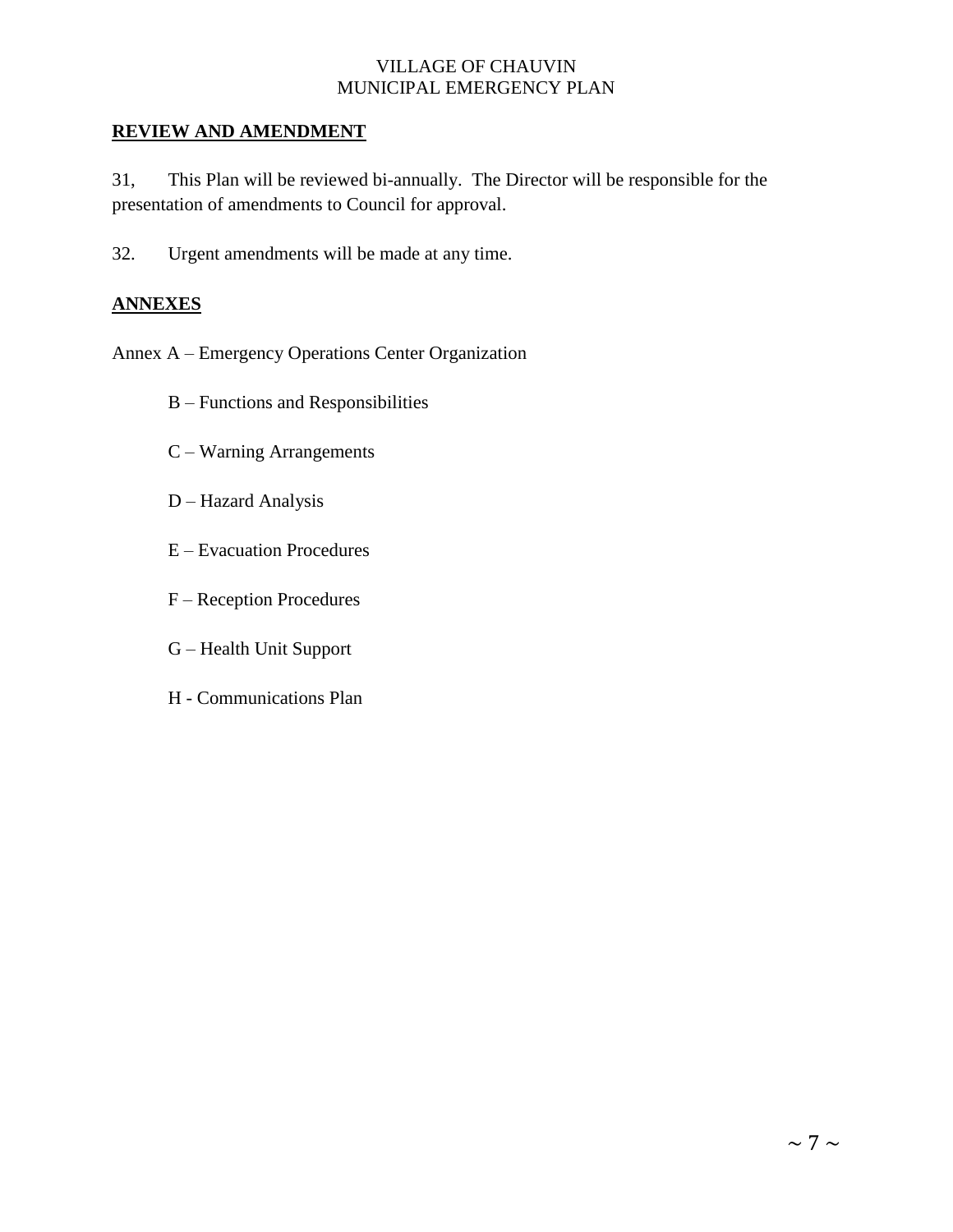## REVIEW AND AMENDMENT

31, This Plan will be reviewed bi-annually. The Director will be responsible for the presentation of amendments to Council for approval.

32. Urgent amendments will be made at any time.

## ANNEXES

Annex A – Emergency Operations Center Organization

B – Functions and Responsibilities

C – Warning Arrangements

D – Hazard Analysis

E – Evacuation Procedures

F – Reception Procedures

G – Health Unit Support

H - Communications Plan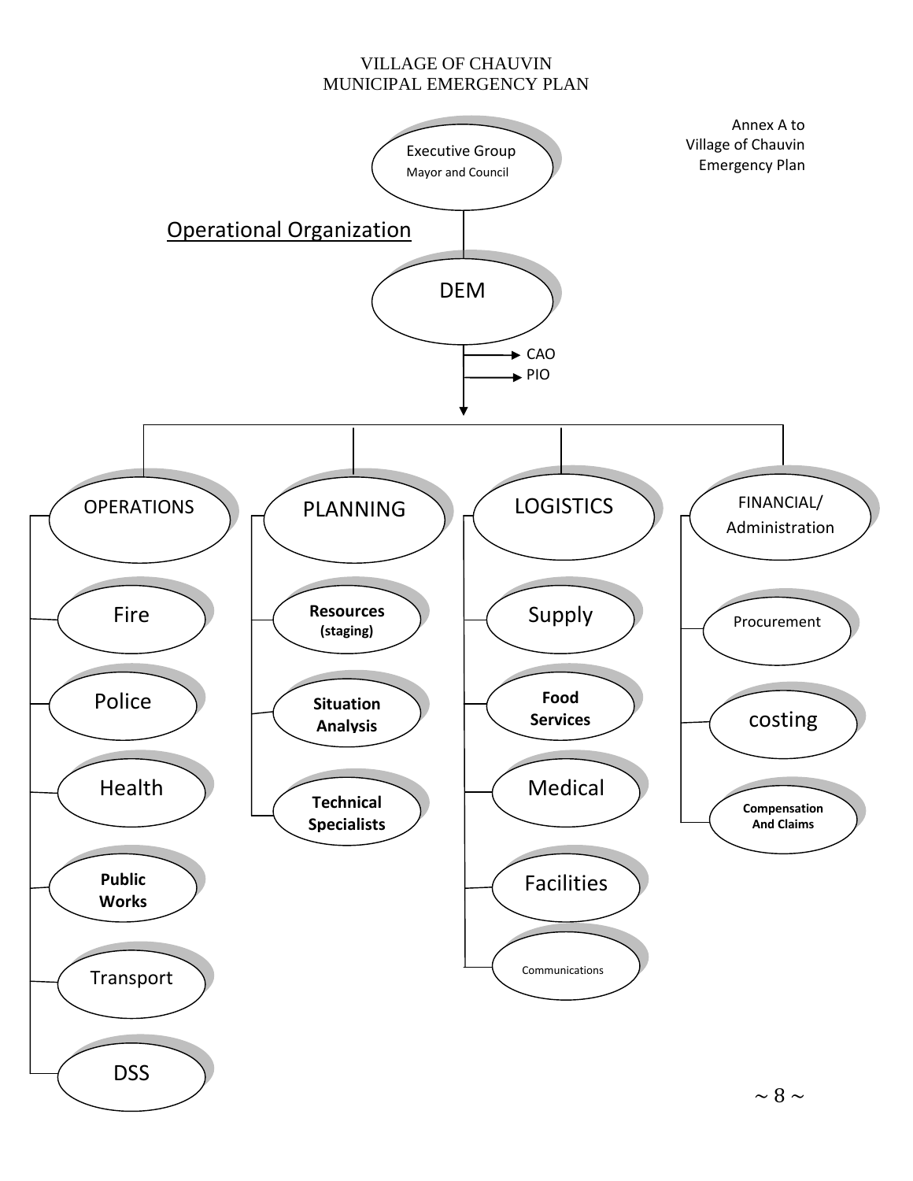Annex A to
Village of Chauvin
Emergency Plan

## Operational Organization

- Executive Group
  - Mayor and Council
  - DEM
    - CAO
    - PIO
    - OPERATIONS
      - Fire
      - Police
      - Health
      - Public Works
      - Transport
      - DSS
    - PLANNING
      - Resources (staging)
      - Situation Analysis
      - Technical Specialists
    - LOGISTICS
      - Supply
      - Food Services
      - Medical
      - Facilities
      - Communications
    - FINANCIAL/ Administration
      - Procurement
      - costing
      - Compensation And Claims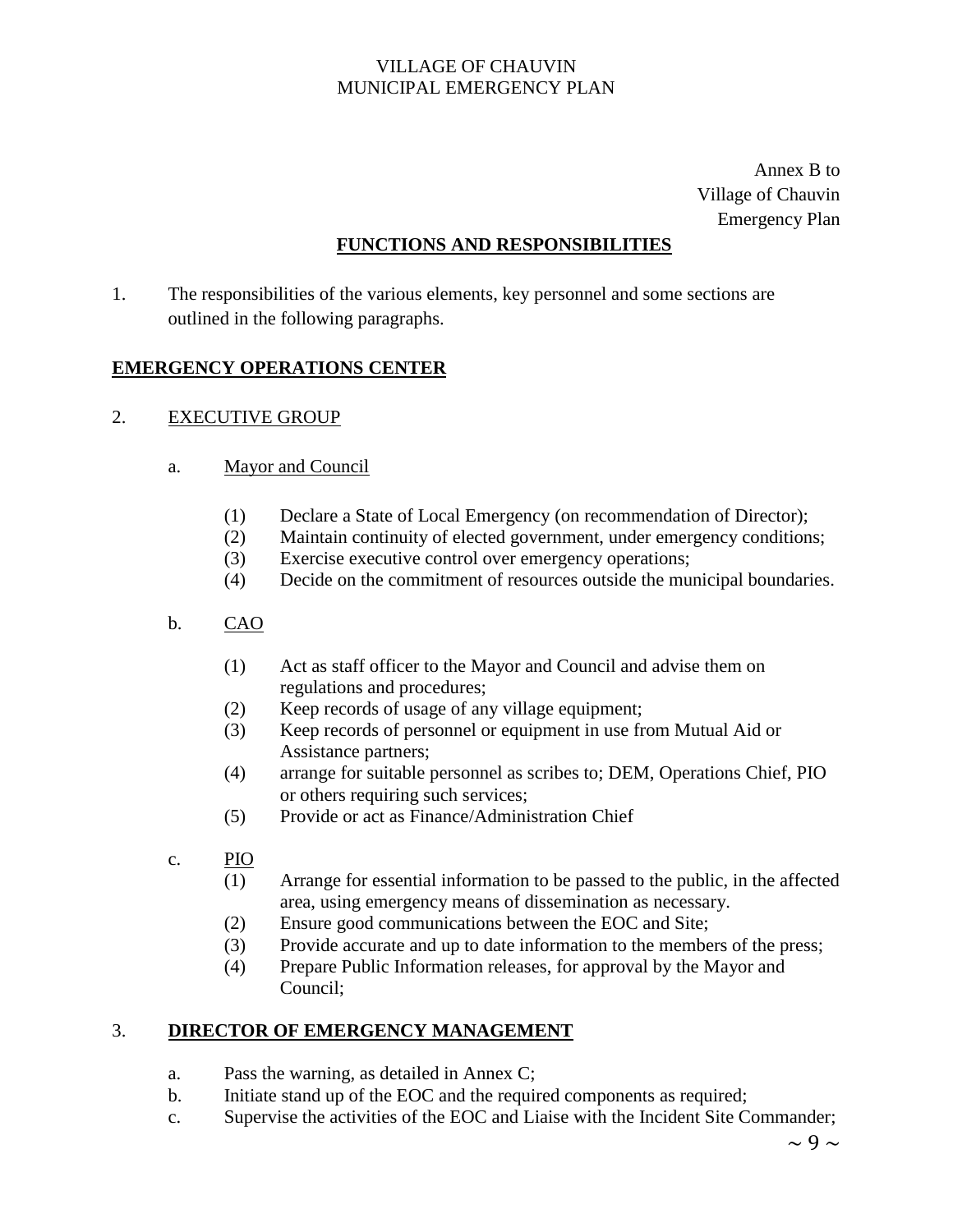Annex B to
Village of Chauvin
Emergency Plan

## FUNCTIONS AND RESPONSIBILITIES

1. The responsibilities of the various elements, key personnel and some sections are outlined in the following paragraphs.

## EMERGENCY OPERATIONS CENTER

2. EXECUTIVE GROUP

   a. Mayor and Council

      (1) Declare a State of Local Emergency (on recommendation of Director);
      (2) Maintain continuity of elected government, under emergency conditions;
      (3) Exercise executive control over emergency operations;
      (4) Decide on the commitment of resources outside the municipal boundaries.

   b. CAO

      (1) Act as staff officer to the Mayor and Council and advise them on regulations and procedures;
      (2) Keep records of usage of any village equipment;
      (3) Keep records of personnel or equipment in use from Mutual Aid or Assistance partners;
      (4) arrange for suitable personnel as scribes to; DEM, Operations Chief, PIO or others requiring such services;
      (5) Provide or act as Finance/Administration Chief

   c. PIO

      (1) Arrange for essential information to be passed to the public, in the affected area, using emergency means of dissemination as necessary.
      (2) Ensure good communications between the EOC and Site;
      (3) Provide accurate and up to date information to the members of the press;
      (4) Prepare Public Information releases, for approval by the Mayor and Council;

3. **DIRECTOR OF EMERGENCY MANAGEMENT**

   a. Pass the warning, as detailed in Annex C;
   b. Initiate stand up of the EOC and the required components as required;
   c. Supervise the activities of the EOC and Liaise with the Incident Site Commander;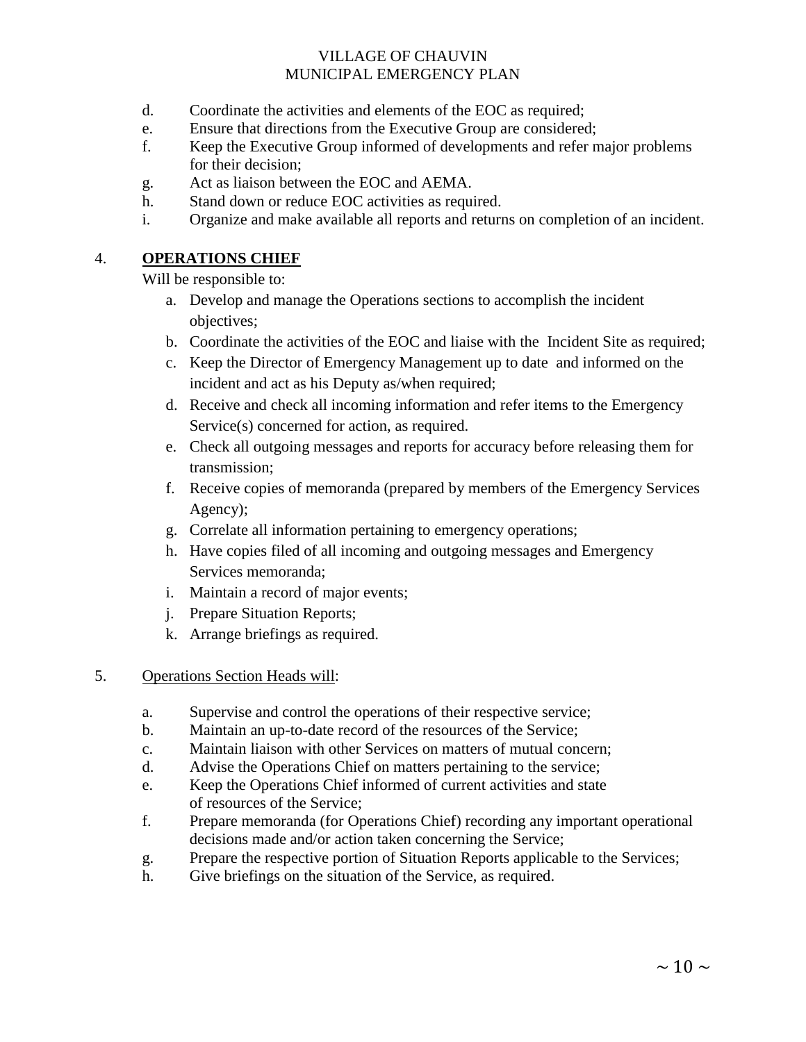d. Coordinate the activities and elements of the EOC as required;
e. Ensure that directions from the Executive Group are considered;
f. Keep the Executive Group informed of developments and refer major problems for their decision;
g. Act as liaison between the EOC and AEMA.
h. Stand down or reduce EOC activities as required.
i. Organize and make available all reports and returns on completion of an incident.

4. **OPERATIONS CHIEF**

Will be responsible to:

a. Develop and manage the Operations sections to accomplish the incident objectives;
b. Coordinate the activities of the EOC and liaise with the Incident Site as required;
c. Keep the Director of Emergency Management up to date and informed on the incident and act as his Deputy as/when required;
d. Receive and check all incoming information and refer items to the Emergency Service(s) concerned for action, as required.
e. Check all outgoing messages and reports for accuracy before releasing them for transmission;
f. Receive copies of memoranda (prepared by members of the Emergency Services Agency);
g. Correlate all information pertaining to emergency operations;
h. Have copies filed of all incoming and outgoing messages and Emergency Services memoranda;
i. Maintain a record of major events;
j. Prepare Situation Reports;
k. Arrange briefings as required.

5. Operations Section Heads will:

a. Supervise and control the operations of their respective service;
b. Maintain an up-to-date record of the resources of the Service;
c. Maintain liaison with other Services on matters of mutual concern;
d. Advise the Operations Chief on matters pertaining to the service;
e. Keep the Operations Chief informed of current activities and state of resources of the Service;
f. Prepare memoranda (for Operations Chief) recording any important operational decisions made and/or action taken concerning the Service;
g. Prepare the respective portion of Situation Reports applicable to the Services;
h. Give briefings on the situation of the Service, as required.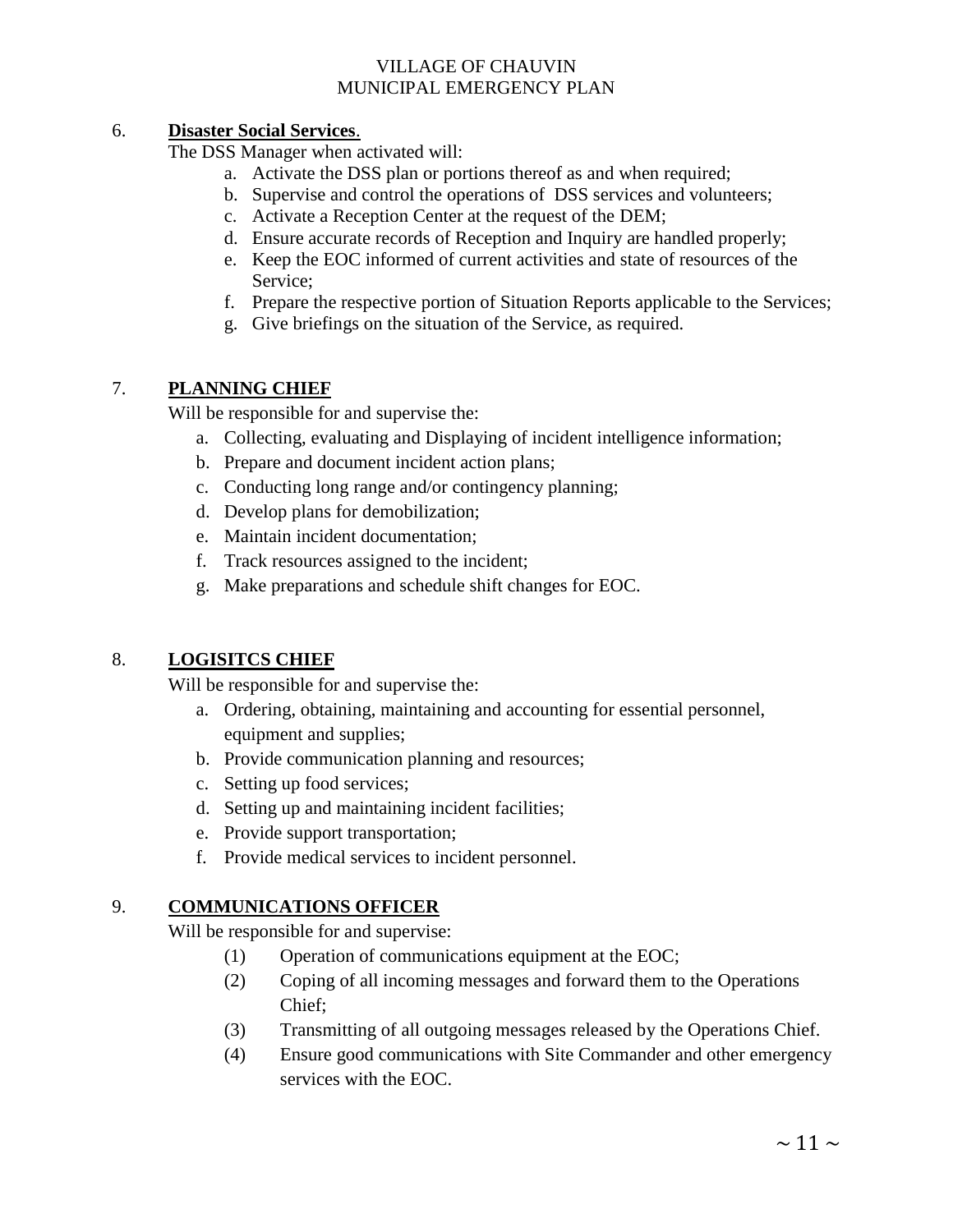6. **Disaster Social Services**.

The DSS Manager when activated will:

a. Activate the DSS plan or portions thereof as and when required;
b. Supervise and control the operations of DSS services and volunteers;
c. Activate a Reception Center at the request of the DEM;
d. Ensure accurate records of Reception and Inquiry are handled properly;
e. Keep the EOC informed of current activities and state of resources of the Service;
f. Prepare the respective portion of Situation Reports applicable to the Services;
g. Give briefings on the situation of the Service, as required.

7. **PLANNING CHIEF**

Will be responsible for and supervise the:

a. Collecting, evaluating and Displaying of incident intelligence information;
b. Prepare and document incident action plans;
c. Conducting long range and/or contingency planning;
d. Develop plans for demobilization;
e. Maintain incident documentation;
f. Track resources assigned to the incident;
g. Make preparations and schedule shift changes for EOC.

8. **LOGISITCS CHIEF**

Will be responsible for and supervise the:

a. Ordering, obtaining, maintaining and accounting for essential personnel, equipment and supplies;
b. Provide communication planning and resources;
c. Setting up food services;
d. Setting up and maintaining incident facilities;
e. Provide support transportation;
f. Provide medical services to incident personnel.

9. **COMMUNICATIONS OFFICER**

Will be responsible for and supervise:

(1) Operation of communications equipment at the EOC;
(2) Coping of all incoming messages and forward them to the Operations Chief;
(3) Transmitting of all outgoing messages released by the Operations Chief.
(4) Ensure good communications with Site Commander and other emergency services with the EOC.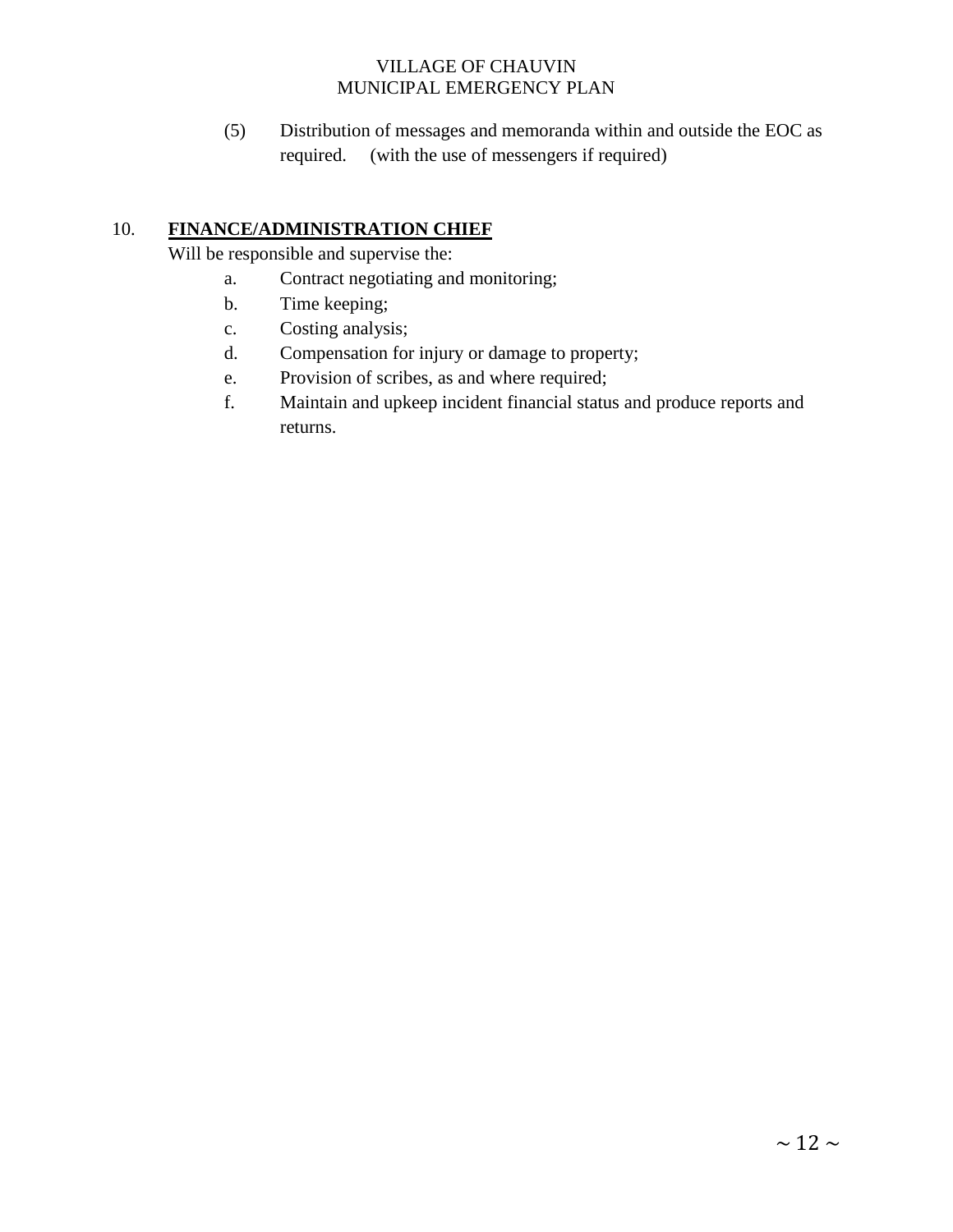(5) Distribution of messages and memoranda within and outside the EOC as required. (with the use of messengers if required)

10. **FINANCE/ADMINISTRATION CHIEF**

Will be responsible and supervise the:

a. Contract negotiating and monitoring;
b. Time keeping;
c. Costing analysis;
d. Compensation for injury or damage to property;
e. Provision of scribes, as and where required;
f. Maintain and upkeep incident financial status and produce reports and returns.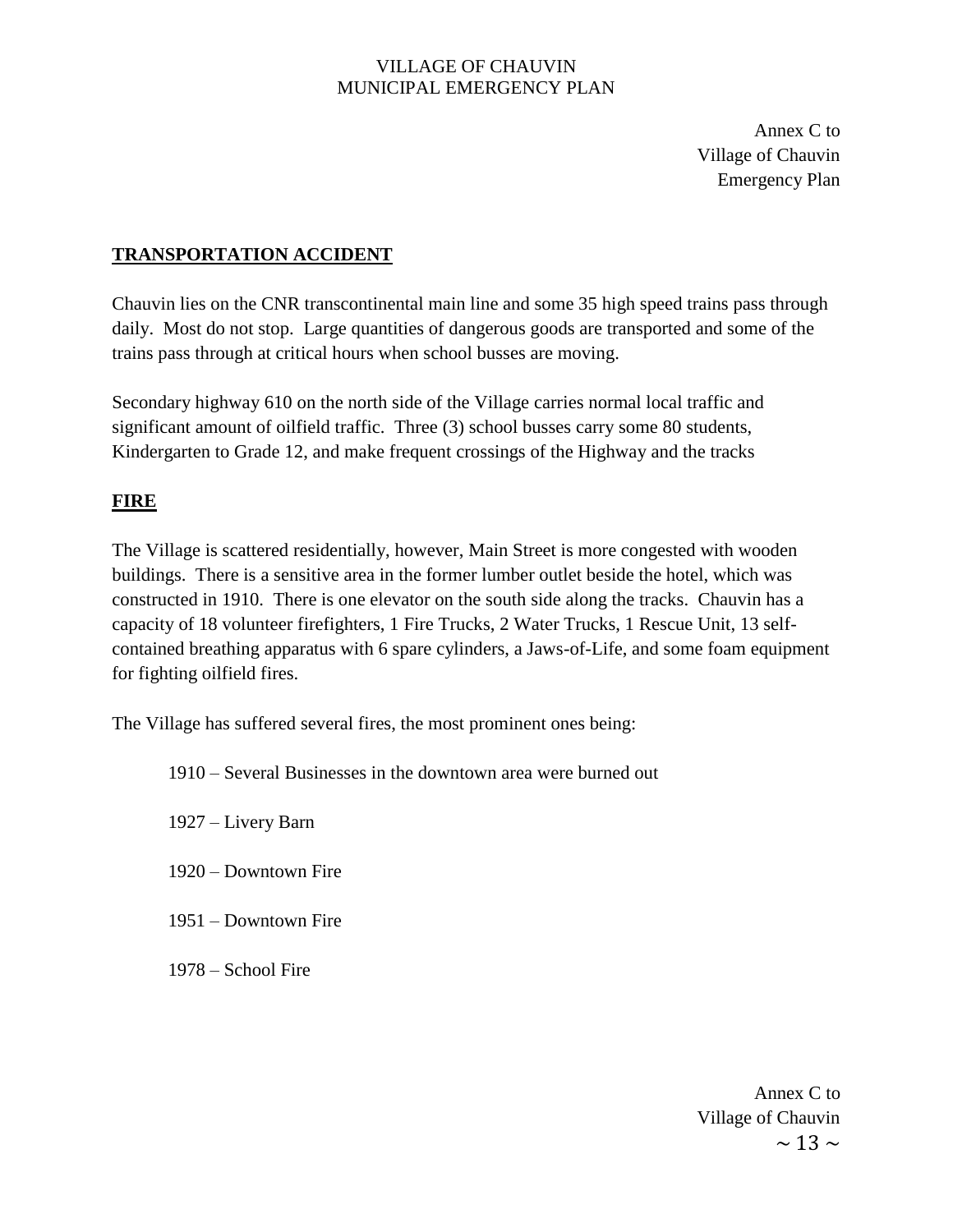Annex C to
Village of Chauvin
Emergency Plan

## TRANSPORTATION ACCIDENT

Chauvin lies on the CNR transcontinental main line and some 35 high speed trains pass through daily. Most do not stop. Large quantities of dangerous goods are transported and some of the trains pass through at critical hours when school busses are moving.

Secondary highway 610 on the north side of the Village carries normal local traffic and significant amount of oilfield traffic. Three (3) school busses carry some 80 students, Kindergarten to Grade 12, and make frequent crossings of the Highway and the tracks

## FIRE

The Village is scattered residentially, however, Main Street is more congested with wooden buildings. There is a sensitive area in the former lumber outlet beside the hotel, which was constructed in 1910. There is one elevator on the south side along the tracks. Chauvin has a capacity of 18 volunteer firefighters, 1 Fire Trucks, 2 Water Trucks, 1 Rescue Unit, 13 self-contained breathing apparatus with 6 spare cylinders, a Jaws-of-Life, and some foam equipment for fighting oilfield fires.

The Village has suffered several fires, the most prominent ones being:

1910 – Several Businesses in the downtown area were burned out

1927 – Livery Barn

1920 – Downtown Fire

1951 – Downtown Fire

1978 – School Fire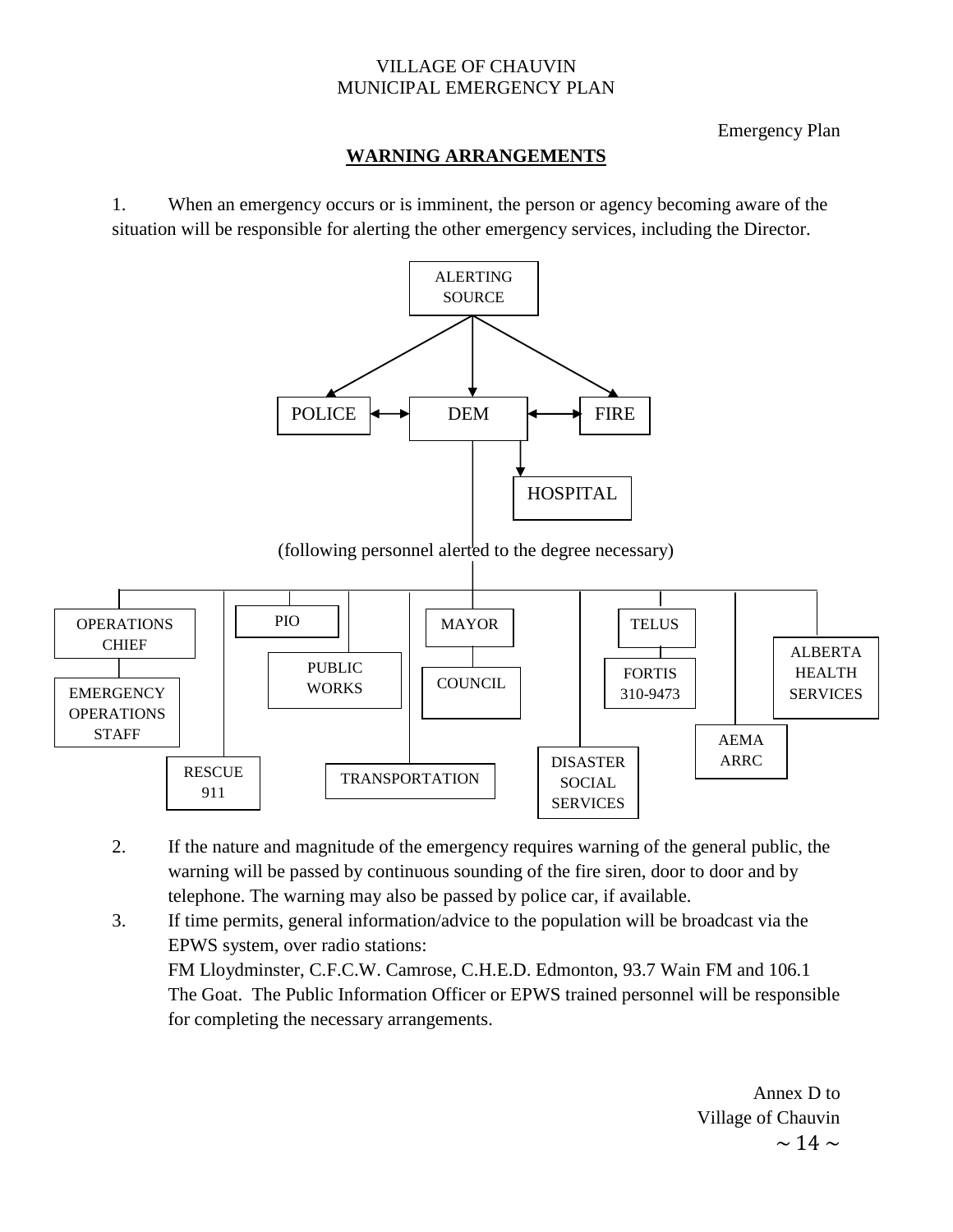Emergency Plan

## WARNING ARRANGEMENTS

1. When an emergency occurs or is imminent, the person or agency becoming aware of the situation will be responsible for alerting the other emergency services, including the Director.

ALERTING SOURCE

POLICE ↔ DEM ↔ FIRE

HOSPITAL

(following personnel alerted to the degree necessary)

OPERATIONS CHIEF

EMERGENCY OPERATIONS STAFF

RESCUE 911

PIO

PUBLIC WORKS

TRANSPORTATION

MAYOR

COUNCIL

DISASTER SOCIAL SERVICES

TELUS

FORTIS 310-9473

AEMA ARRC

ALBERTA HEALTH SERVICES

2. If the nature and magnitude of the emergency requires warning of the general public, the warning will be passed by continuous sounding of the fire siren, door to door and by telephone. The warning may also be passed by police car, if available.
3. If time permits, general information/advice to the population will be broadcast via the EPWS system, over radio stations:
   FM Lloydminster, C.F.C.W. Camrose, C.H.E.D. Edmonton, 93.7 Wain FM and 106.1 The Goat. The Public Information Officer or EPWS trained personnel will be responsible for completing the necessary arrangements.

Annex D to Village of Chauvin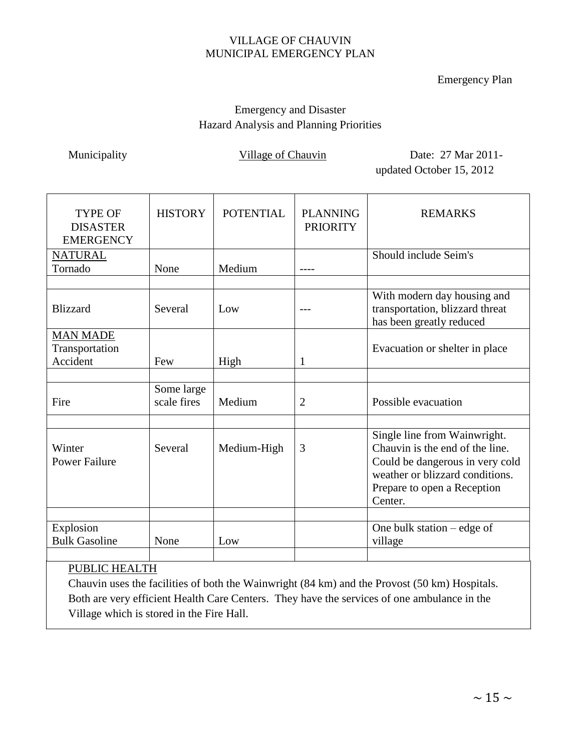VILLAGE OF CHAUVIN
MUNICIPAL EMERGENCY PLAN

Emergency Plan

## Emergency and Disaster
## Hazard Analysis and Planning Priorities

Municipality Village of Chauvin Date: 27 Mar 2011- updated October 15, 2012

| TYPE OF DISASTER EMERGENCY | HISTORY | POTENTIAL | PLANNING PRIORITY | REMARKS |
|---|---|---|---|---|
| NATURAL<br>Tornado | None | Medium | ---- | Should include Seim's |
| | | | | |
| Blizzard | Several | Low | --- | With modern day housing and transportation, blizzard threat has been greatly reduced |
| MAN MADE<br>Transportation Accident | Few | High | 1 | Evacuation or shelter in place |
| | | | | |
| Fire | Some large scale fires | Medium | 2 | Possible evacuation |
| | | | | |
| Winter Power Failure | Several | Medium-High | 3 | Single line from Wainwright. Chauvin is the end of the line. Could be dangerous in very cold weather or blizzard conditions. Prepare to open a Reception Center. |
| | | | | |
| Explosion<br>Bulk Gasoline | None | Low | | One bulk station – edge of village |
| | | | | |

PUBLIC HEALTH

Chauvin uses the facilities of both the Wainwright (84 km) and the Provost (50 km) Hospitals. Both are very efficient Health Care Centers. They have the services of one ambulance in the Village which is stored in the Fire Hall.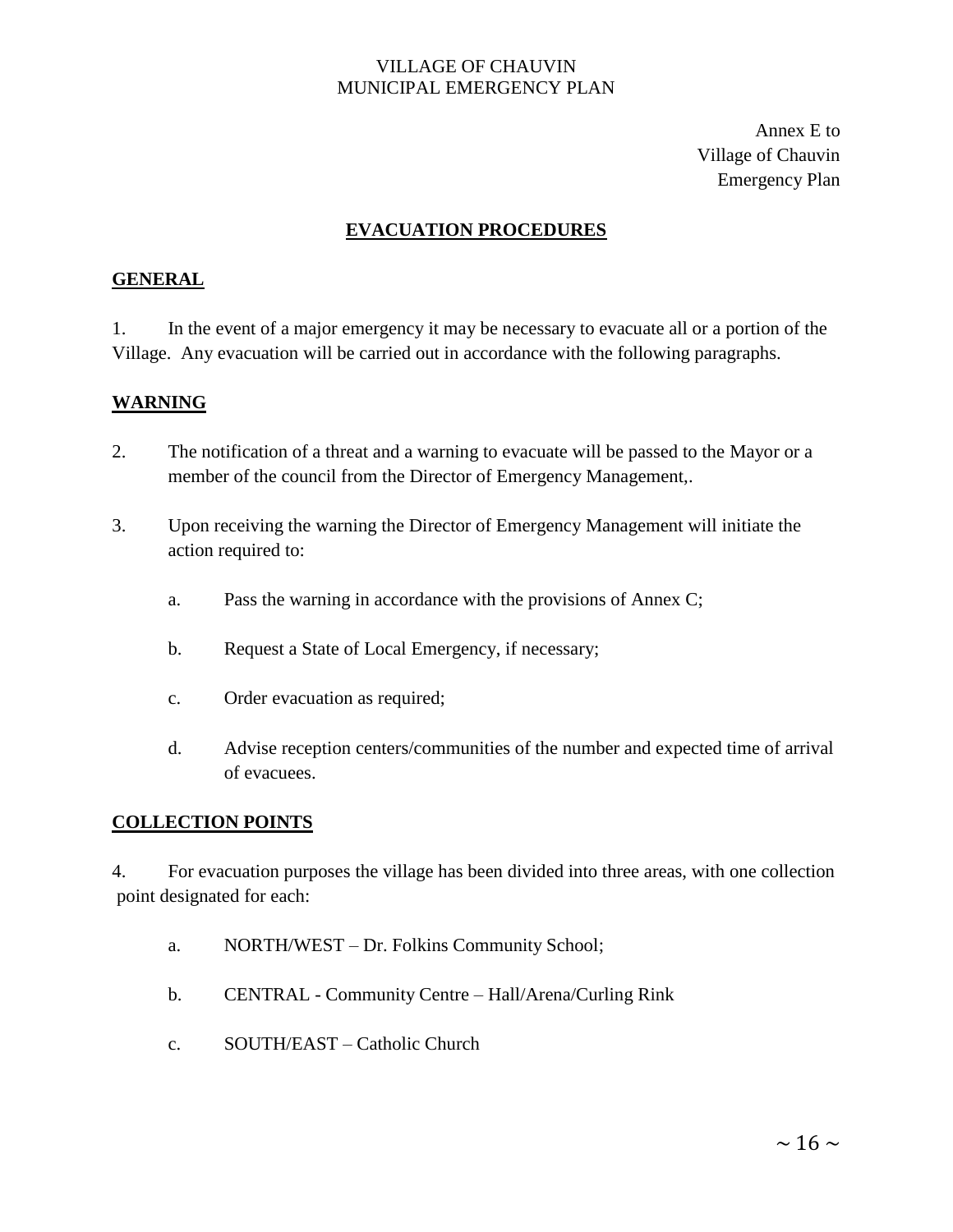Annex E to
Village of Chauvin
Emergency Plan

## EVACUATION PROCEDURES

### GENERAL

1. In the event of a major emergency it may be necessary to evacuate all or a portion of the Village. Any evacuation will be carried out in accordance with the following paragraphs.

### WARNING

2. The notification of a threat and a warning to evacuate will be passed to the Mayor or a member of the council from the Director of Emergency Management,.

3. Upon receiving the warning the Director of Emergency Management will initiate the action required to:

   a. Pass the warning in accordance with the provisions of Annex C;

   b. Request a State of Local Emergency, if necessary;

   c. Order evacuation as required;

   d. Advise reception centers/communities of the number and expected time of arrival of evacuees.

### COLLECTION POINTS

4. For evacuation purposes the village has been divided into three areas, with one collection point designated for each:

   a. NORTH/WEST – Dr. Folkins Community School;

   b. CENTRAL - Community Centre – Hall/Arena/Curling Rink

   c. SOUTH/EAST – Catholic Church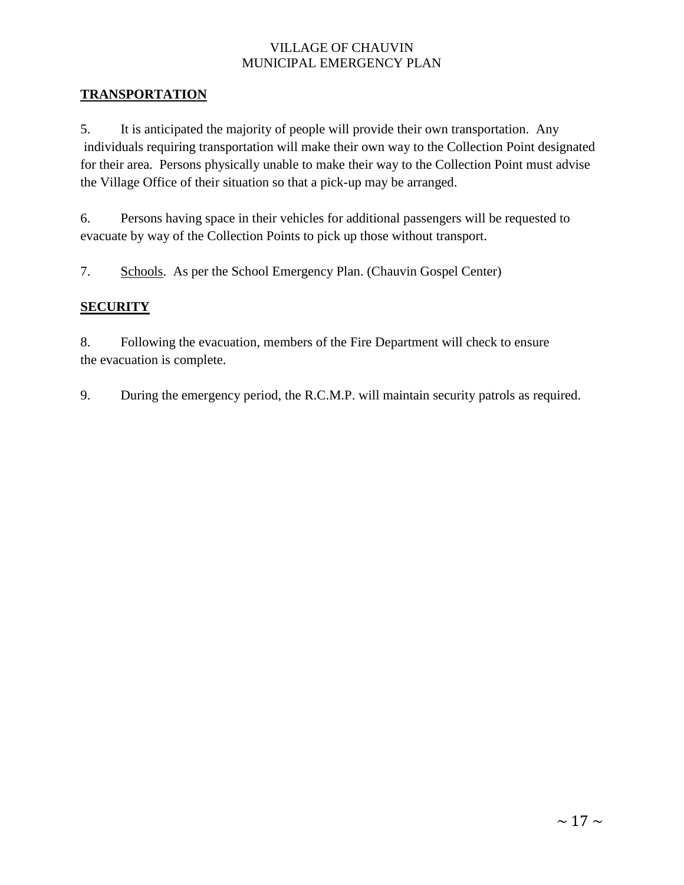## TRANSPORTATION

5. It is anticipated the majority of people will provide their own transportation. Any individuals requiring transportation will make their own way to the Collection Point designated for their area. Persons physically unable to make their way to the Collection Point must advise the Village Office of their situation so that a pick-up may be arranged.

6. Persons having space in their vehicles for additional passengers will be requested to evacuate by way of the Collection Points to pick up those without transport.

7. Schools. As per the School Emergency Plan. (Chauvin Gospel Center)

## SECURITY

8. Following the evacuation, members of the Fire Department will check to ensure the evacuation is complete.

9. During the emergency period, the R.C.M.P. will maintain security patrols as required.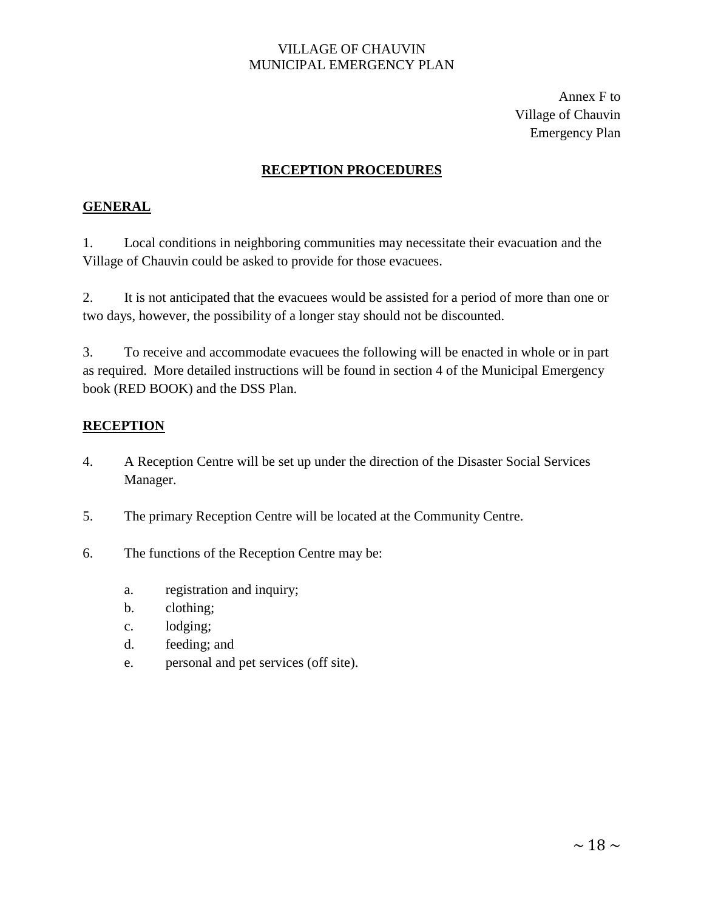Annex F to
Village of Chauvin
Emergency Plan

## RECEPTION PROCEDURES

### GENERAL

1. Local conditions in neighboring communities may necessitate their evacuation and the Village of Chauvin could be asked to provide for those evacuees.

2. It is not anticipated that the evacuees would be assisted for a period of more than one or two days, however, the possibility of a longer stay should not be discounted.

3. To receive and accommodate evacuees the following will be enacted in whole or in part as required. More detailed instructions will be found in section 4 of the Municipal Emergency book (RED BOOK) and the DSS Plan.

### RECEPTION

4. A Reception Centre will be set up under the direction of the Disaster Social Services Manager.

5. The primary Reception Centre will be located at the Community Centre.

6. The functions of the Reception Centre may be:

   a. registration and inquiry;
   b. clothing;
   c. lodging;
   d. feeding; and
   e. personal and pet services (off site).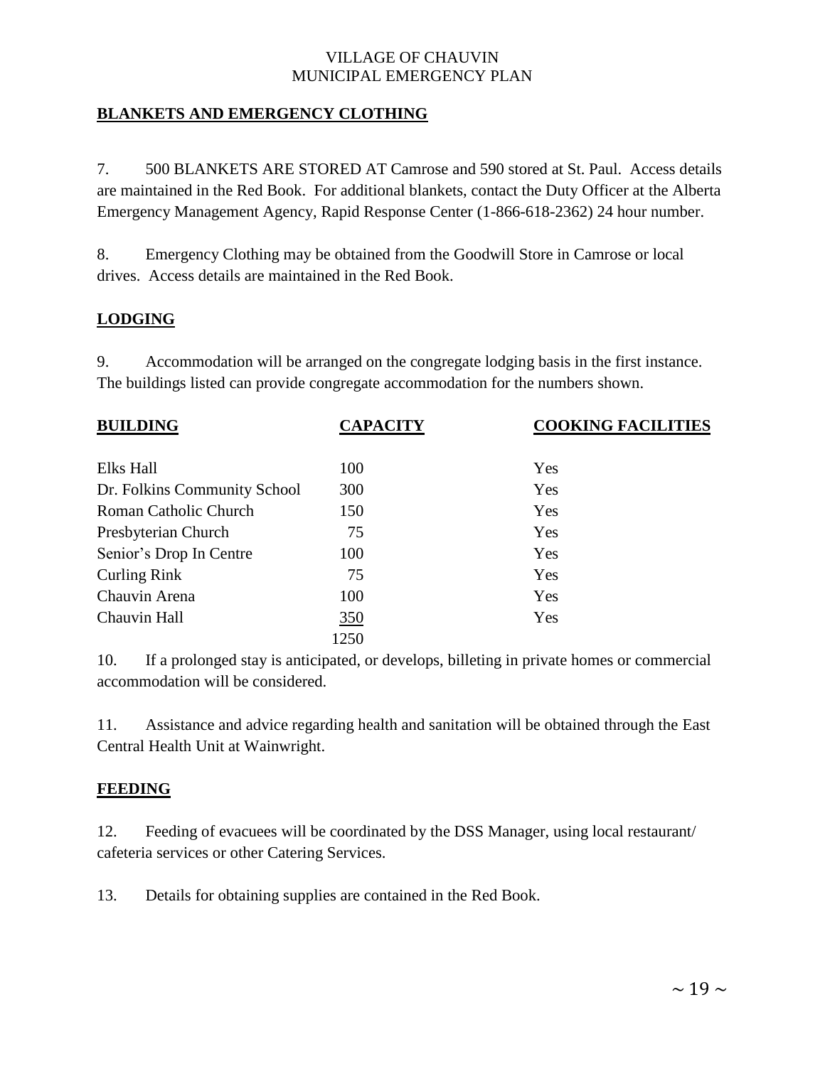## BLANKETS AND EMERGENCY CLOTHING

7. 500 BLANKETS ARE STORED AT Camrose and 590 stored at St. Paul. Access details are maintained in the Red Book. For additional blankets, contact the Duty Officer at the Alberta Emergency Management Agency, Rapid Response Center (1-866-618-2362) 24 hour number.

8. Emergency Clothing may be obtained from the Goodwill Store in Camrose or local drives. Access details are maintained in the Red Book.

## LODGING

9. Accommodation will be arranged on the congregate lodging basis in the first instance. The buildings listed can provide congregate accommodation for the numbers shown.

| BUILDING | CAPACITY | COOKING FACILITIES |
|---|---|---|
| Elks Hall | 100 | Yes |
| Dr. Folkins Community School | 300 | Yes |
| Roman Catholic Church | 150 | Yes |
| Presbyterian Church | 75 | Yes |
| Senior's Drop In Centre | 100 | Yes |
| Curling Rink | 75 | Yes |
| Chauvin Arena | 100 | Yes |
| Chauvin Hall | 350 | Yes |
| | 1250 | |

10. If a prolonged stay is anticipated, or develops, billeting in private homes or commercial accommodation will be considered.

11. Assistance and advice regarding health and sanitation will be obtained through the East Central Health Unit at Wainwright.

## FEEDING

12. Feeding of evacuees will be coordinated by the DSS Manager, using local restaurant/ cafeteria services or other Catering Services.

13. Details for obtaining supplies are contained in the Red Book.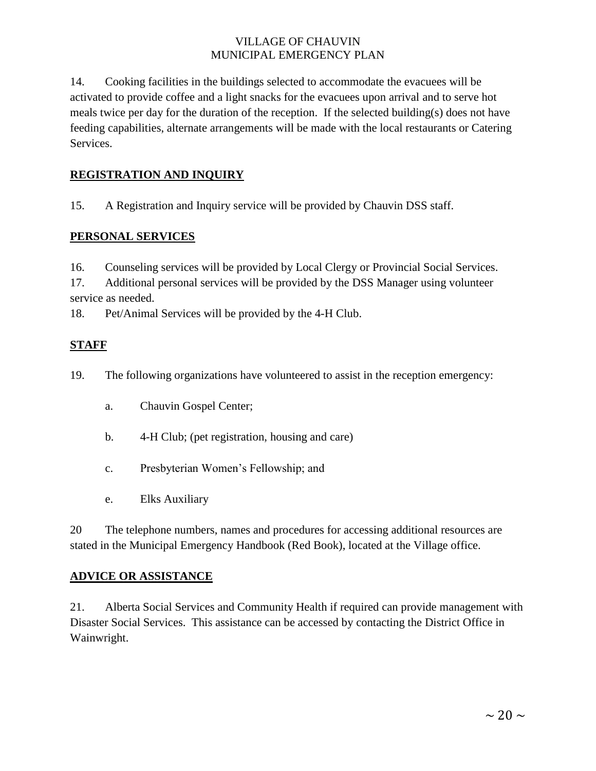14. Cooking facilities in the buildings selected to accommodate the evacuees will be activated to provide coffee and a light snacks for the evacuees upon arrival and to serve hot meals twice per day for the duration of the reception. If the selected building(s) does not have feeding capabilities, alternate arrangements will be made with the local restaurants or Catering Services.

## REGISTRATION AND INQUIRY

15. A Registration and Inquiry service will be provided by Chauvin DSS staff.

## PERSONAL SERVICES

16. Counseling services will be provided by Local Clergy or Provincial Social Services.

17. Additional personal services will be provided by the DSS Manager using volunteer service as needed.

18. Pet/Animal Services will be provided by the 4-H Club.

## STAFF

19. The following organizations have volunteered to assist in the reception emergency:

a. Chauvin Gospel Center;

b. 4-H Club; (pet registration, housing and care)

c. Presbyterian Women's Fellowship; and

e. Elks Auxiliary

20 The telephone numbers, names and procedures for accessing additional resources are stated in the Municipal Emergency Handbook (Red Book), located at the Village office.

## ADVICE OR ASSISTANCE

21. Alberta Social Services and Community Health if required can provide management with Disaster Social Services. This assistance can be accessed by contacting the District Office in Wainwright.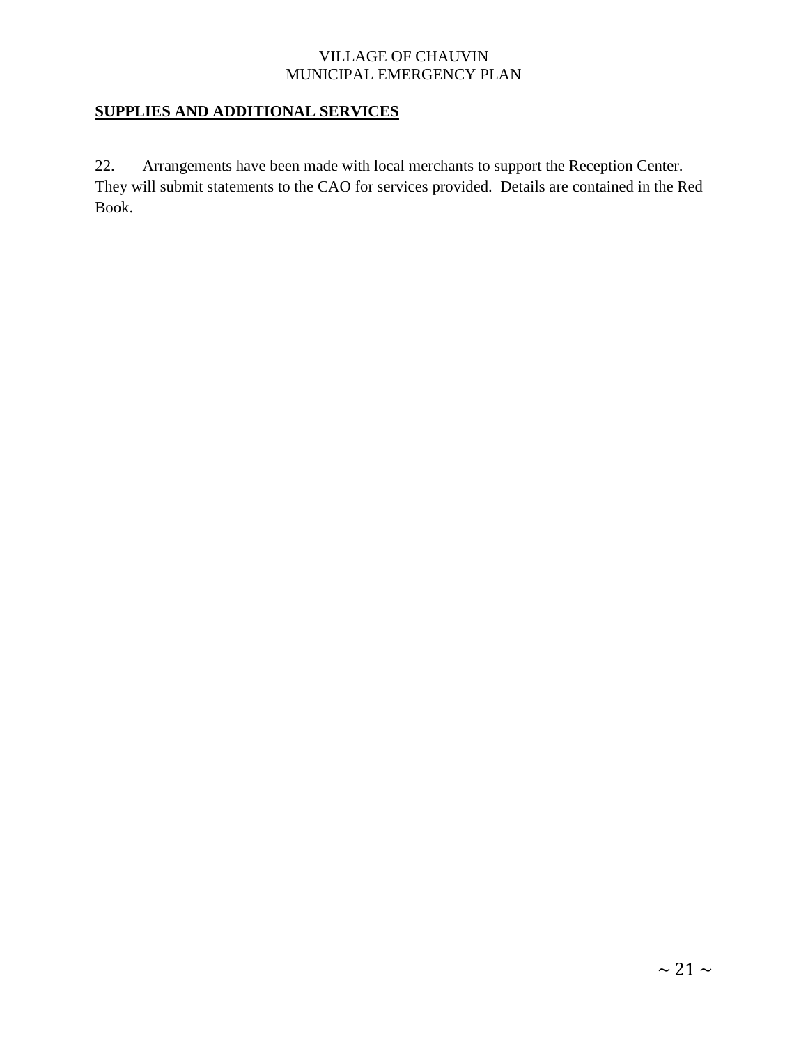## SUPPLIES AND ADDITIONAL SERVICES

22. Arrangements have been made with local merchants to support the Reception Center. They will submit statements to the CAO for services provided. Details are contained in the Red Book.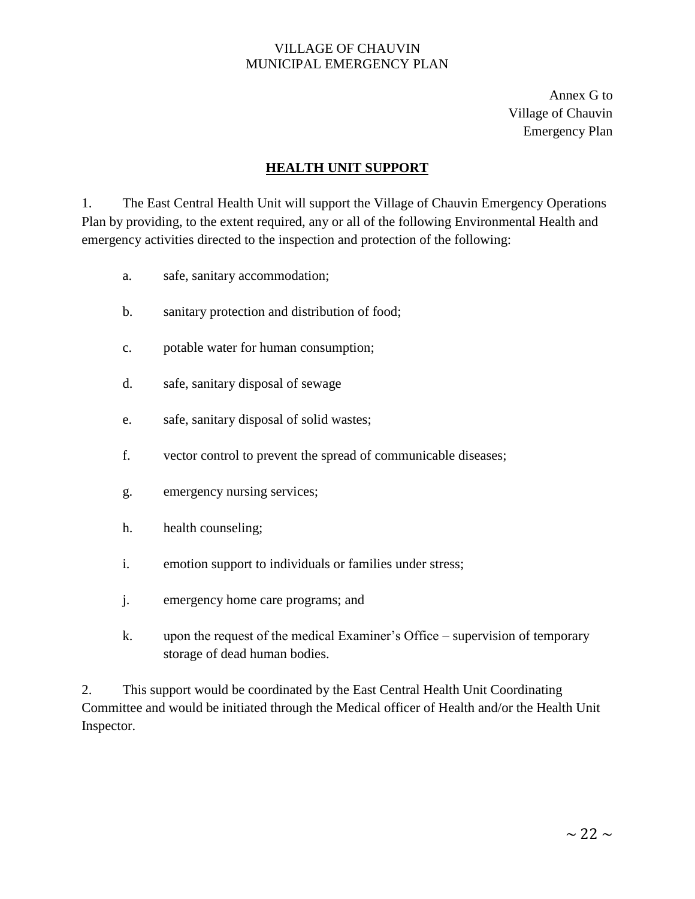Annex G to
Village of Chauvin
Emergency Plan

## HEALTH UNIT SUPPORT

1. The East Central Health Unit will support the Village of Chauvin Emergency Operations Plan by providing, to the extent required, any or all of the following Environmental Health and emergency activities directed to the inspection and protection of the following:

   a. safe, sanitary accommodation;

   b. sanitary protection and distribution of food;

   c. potable water for human consumption;

   d. safe, sanitary disposal of sewage

   e. safe, sanitary disposal of solid wastes;

   f. vector control to prevent the spread of communicable diseases;

   g. emergency nursing services;

   h. health counseling;

   i. emotion support to individuals or families under stress;

   j. emergency home care programs; and

   k. upon the request of the medical Examiner's Office – supervision of temporary storage of dead human bodies.

2. This support would be coordinated by the East Central Health Unit Coordinating Committee and would be initiated through the Medical officer of Health and/or the Health Unit Inspector.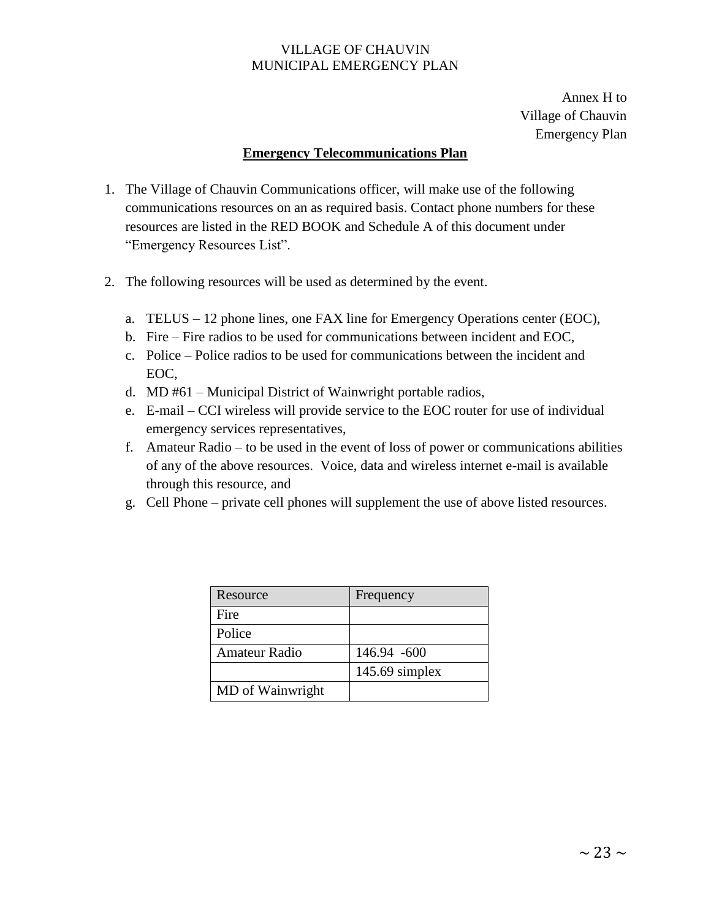Annex H to
Village of Chauvin
Emergency Plan

## Emergency Telecommunications Plan

1. The Village of Chauvin Communications officer, will make use of the following communications resources on an as required basis. Contact phone numbers for these resources are listed in the RED BOOK and Schedule A of this document under "Emergency Resources List".

2. The following resources will be used as determined by the event.

   a. TELUS – 12 phone lines, one FAX line for Emergency Operations center (EOC),
   b. Fire – Fire radios to be used for communications between incident and EOC,
   c. Police – Police radios to be used for communications between the incident and EOC,
   d. MD #61 – Municipal District of Wainwright portable radios,
   e. E-mail – CCI wireless will provide service to the EOC router for use of individual emergency services representatives,
   f. Amateur Radio – to be used in the event of loss of power or communications abilities of any of the above resources. Voice, data and wireless internet e-mail is available through this resource, and
   g. Cell Phone – private cell phones will supplement the use of above listed resources.

| Resource | Frequency |
|---|---|
| Fire | |
| Police | |
| Amateur Radio | 146.94 -600 |
| | 145.69 simplex |
| MD of Wainwright | |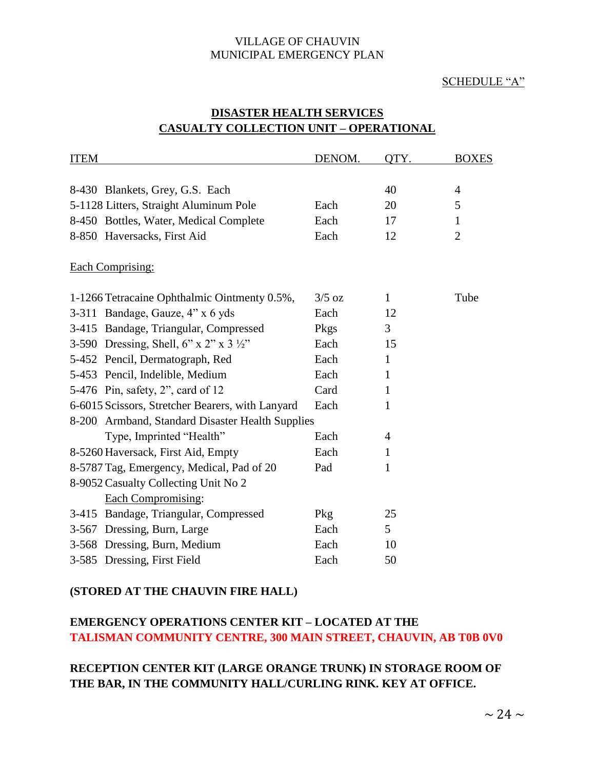VILLAGE OF CHAUVIN
MUNICIPAL EMERGENCY PLAN

SCHEDULE "A"

## DISASTER HEALTH SERVICES
## CASUALTY COLLECTION UNIT – OPERATIONAL

| ITEM | DENOM. | QTY. | BOXES |
|---|---|---|---|
| 8-430 Blankets, Grey, G.S. Each | | 40 | 4 |
| 5-1128 Litters, Straight Aluminum Pole | Each | 20 | 5 |
| 8-450 Bottles, Water, Medical Complete | Each | 17 | 1 |
| 8-850 Haversacks, First Aid | Each | 12 | 2 |
| Each Comprising: | | | |
| 1-1266 Tetracaine Ophthalmic Ointmenty 0.5%, | 3/5 oz | 1 | Tube |
| 3-311 Bandage, Gauze, 4" x 6 yds | Each | 12 | |
| 3-415 Bandage, Triangular, Compressed | Pkgs | 3 | |
| 3-590 Dressing, Shell, 6" x 2" x 3 ½" | Each | 15 | |
| 5-452 Pencil, Dermatograph, Red | Each | 1 | |
| 5-453 Pencil, Indelible, Medium | Each | 1 | |
| 5-476 Pin, safety, 2", card of 12 | Card | 1 | |
| 6-6015 Scissors, Stretcher Bearers, with Lanyard | Each | 1 | |
| 8-200 Armband, Standard Disaster Health Supplies Type, Imprinted "Health" | Each | 4 | |
| 8-5260 Haversack, First Aid, Empty | Each | 1 | |
| 8-5787 Tag, Emergency, Medical, Pad of 20 | Pad | 1 | |
| 8-9052 Casualty Collecting Unit No 2 | | | |
| Each Compromising: | | | |
| 3-415 Bandage, Triangular, Compressed | Pkg | 25 | |
| 3-567 Dressing, Burn, Large | Each | 5 | |
| 3-568 Dressing, Burn, Medium | Each | 10 | |
| 3-585 Dressing, First Field | Each | 50 | |

**(STORED AT THE CHAUVIN FIRE HALL)**

**EMERGENCY OPERATIONS CENTER KIT – LOCATED AT THE TALISMAN COMMUNITY CENTRE, 300 MAIN STREET, CHAUVIN, AB T0B 0V0**

**RECEPTION CENTER KIT (LARGE ORANGE TRUNK) IN STORAGE ROOM OF THE BAR, IN THE COMMUNITY HALL/CURLING RINK. KEY AT OFFICE.**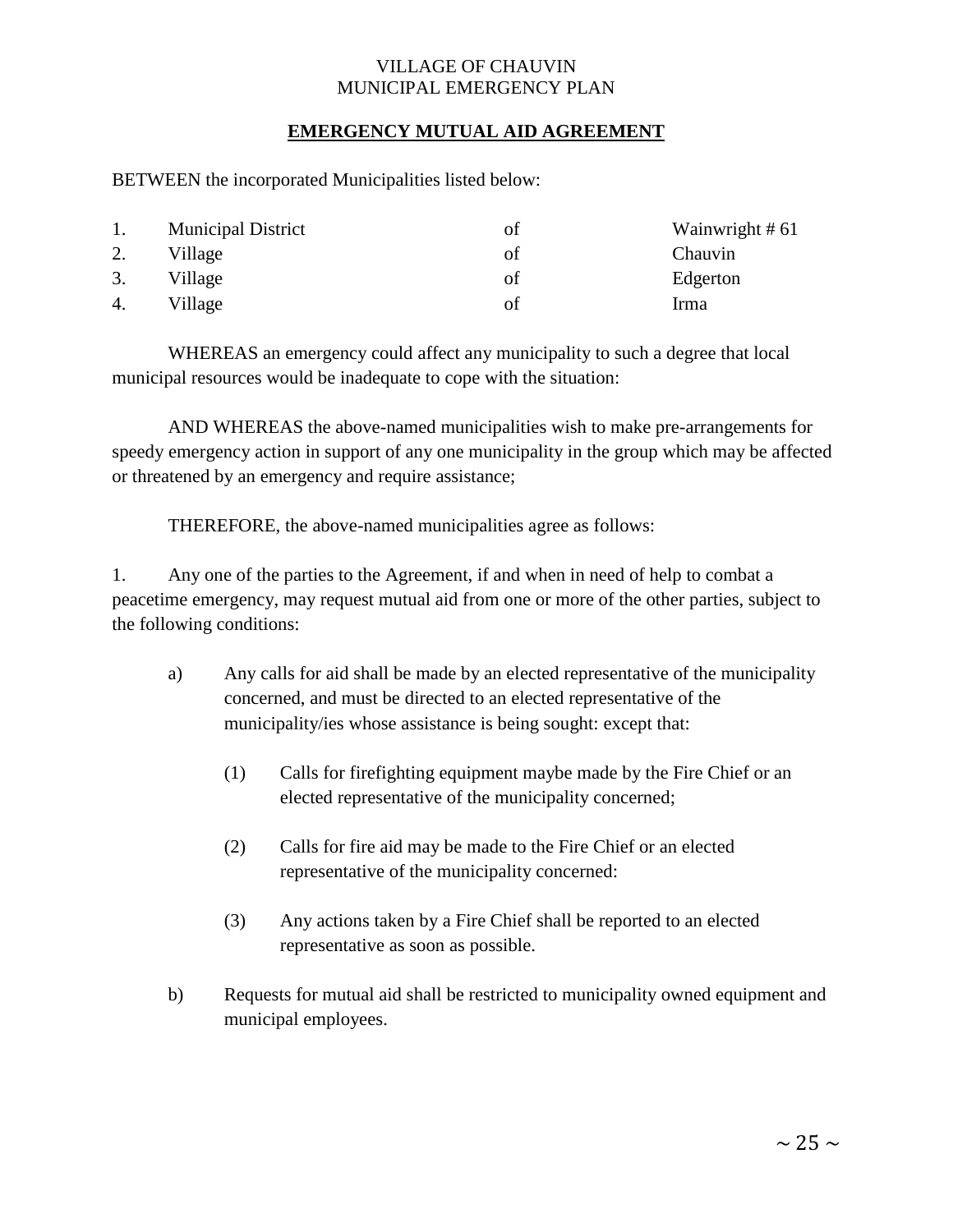## EMERGENCY MUTUAL AID AGREEMENT

BETWEEN the incorporated Municipalities listed below:

| | | | |
|---|---|---|---|
| 1. | Municipal District | of | Wainwright # 61 |
| 2. | Village | of | Chauvin |
| 3. | Village | of | Edgerton |
| 4. | Village | of | Irma |

WHEREAS an emergency could affect any municipality to such a degree that local municipal resources would be inadequate to cope with the situation:

AND WHEREAS the above-named municipalities wish to make pre-arrangements for speedy emergency action in support of any one municipality in the group which may be affected or threatened by an emergency and require assistance;

THEREFORE, the above-named municipalities agree as follows:

1. Any one of the parties to the Agreement, if and when in need of help to combat a peacetime emergency, may request mutual aid from one or more of the other parties, subject to the following conditions:

   a) Any calls for aid shall be made by an elected representative of the municipality concerned, and must be directed to an elected representative of the municipality/ies whose assistance is being sought: except that:

      (1) Calls for firefighting equipment maybe made by the Fire Chief or an elected representative of the municipality concerned;

      (2) Calls for fire aid may be made to the Fire Chief or an elected representative of the municipality concerned:

      (3) Any actions taken by a Fire Chief shall be reported to an elected representative as soon as possible.

   b) Requests for mutual aid shall be restricted to municipality owned equipment and municipal employees.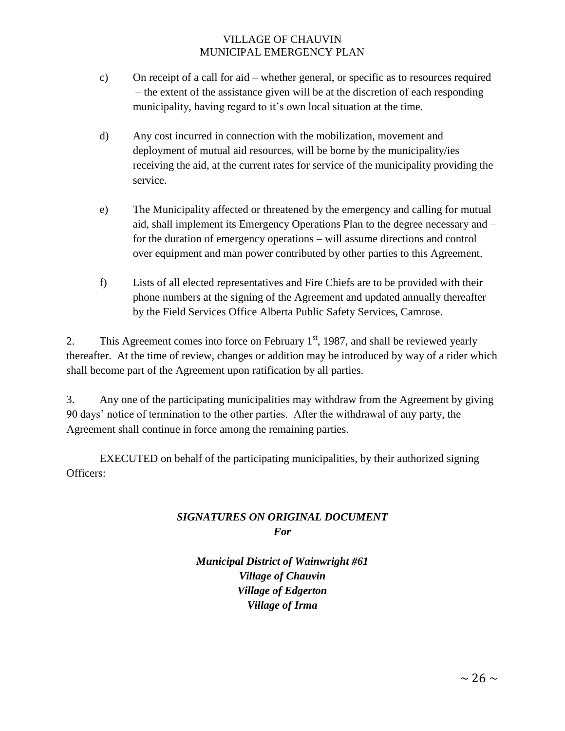c) On receipt of a call for aid – whether general, or specific as to resources required – the extent of the assistance given will be at the discretion of each responding municipality, having regard to it's own local situation at the time.

d) Any cost incurred in connection with the mobilization, movement and deployment of mutual aid resources, will be borne by the municipality/ies receiving the aid, at the current rates for service of the municipality providing the service.

e) The Municipality affected or threatened by the emergency and calling for mutual aid, shall implement its Emergency Operations Plan to the degree necessary and – for the duration of emergency operations – will assume directions and control over equipment and man power contributed by other parties to this Agreement.

f) Lists of all elected representatives and Fire Chiefs are to be provided with their phone numbers at the signing of the Agreement and updated annually thereafter by the Field Services Office Alberta Public Safety Services, Camrose.

2. This Agreement comes into force on February 1st, 1987, and shall be reviewed yearly thereafter. At the time of review, changes or addition may be introduced by way of a rider which shall become part of the Agreement upon ratification by all parties.

3. Any one of the participating municipalities may withdraw from the Agreement by giving 90 days' notice of termination to the other parties. After the withdrawal of any party, the Agreement shall continue in force among the remaining parties.

EXECUTED on behalf of the participating municipalities, by their authorized signing Officers:

***SIGNATURES ON ORIGINAL DOCUMENT***
***For***

***Municipal District of Wainwright #61***
***Village of Chauvin***
***Village of Edgerton***
***Village of Irma***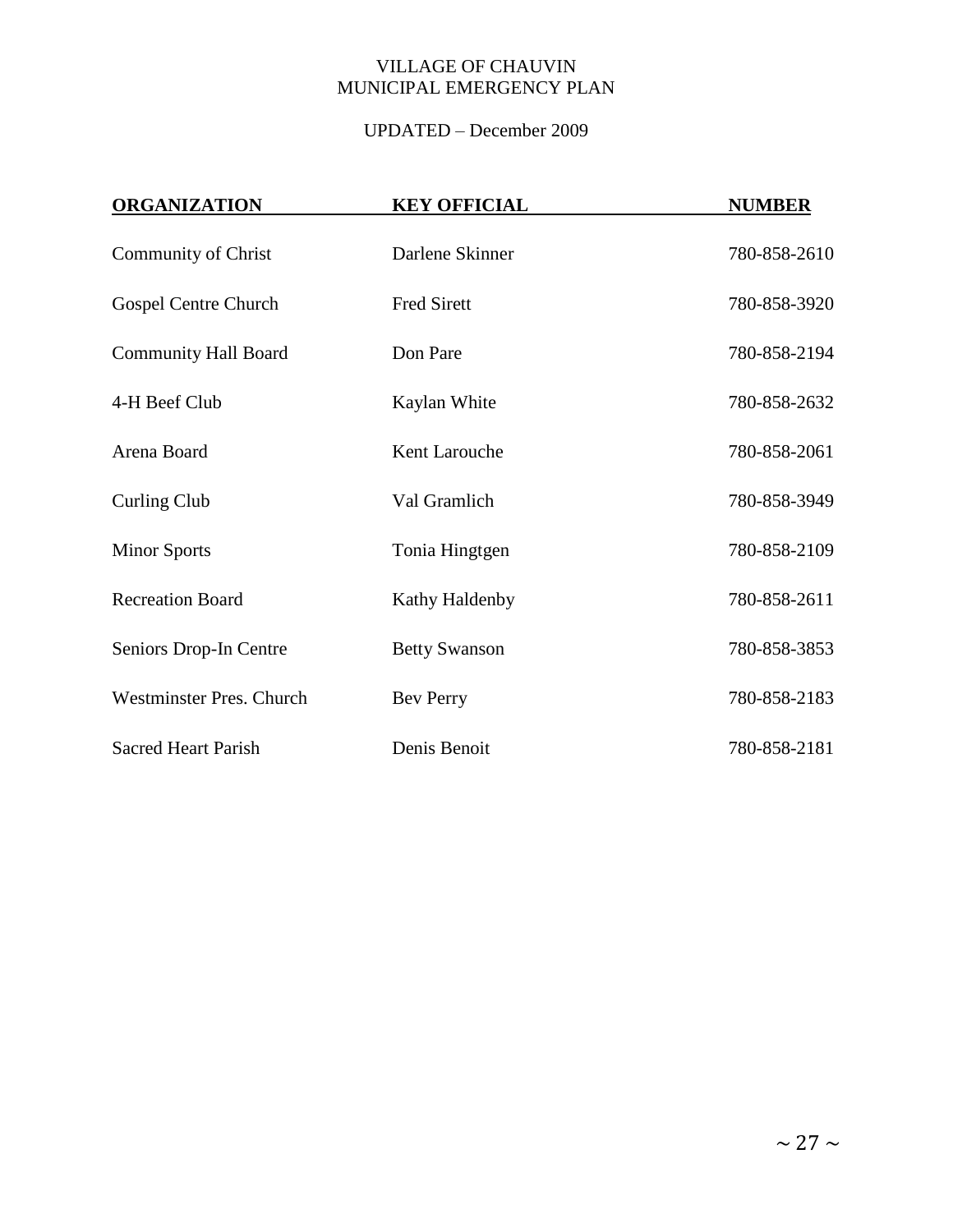VILLAGE OF CHAUVIN
MUNICIPAL EMERGENCY PLAN

UPDATED – December 2009

| ORGANIZATION | KEY OFFICIAL | NUMBER |
| --- | --- | --- |
| Community of Christ | Darlene Skinner | 780-858-2610 |
| Gospel Centre Church | Fred Sirett | 780-858-3920 |
| Community Hall Board | Don Pare | 780-858-2194 |
| 4-H Beef Club | Kaylan White | 780-858-2632 |
| Arena Board | Kent Larouche | 780-858-2061 |
| Curling Club | Val Gramlich | 780-858-3949 |
| Minor Sports | Tonia Hingtgen | 780-858-2109 |
| Recreation Board | Kathy Haldenby | 780-858-2611 |
| Seniors Drop-In Centre | Betty Swanson | 780-858-3853 |
| Westminster Pres. Church | Bev Perry | 780-858-2183 |
| Sacred Heart Parish | Denis Benoit | 780-858-2181 |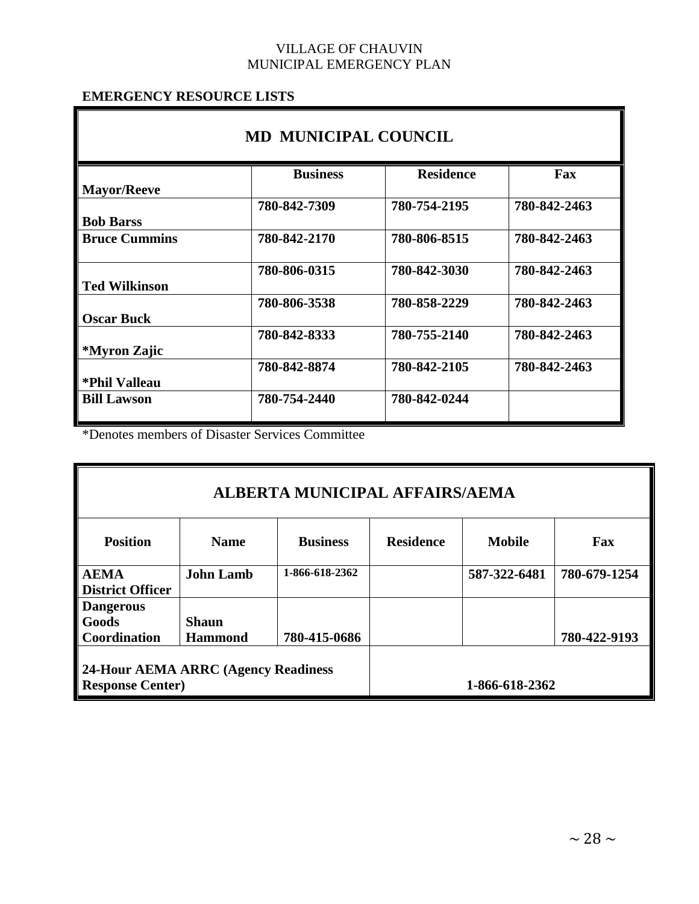## EMERGENCY RESOURCE LISTS

| MD MUNICIPAL COUNCIL | | | |
|---|---|---|---|
| **Mayor/Reeve** | **Business** | **Residence** | **Fax** |
| **Bob Barss** | **780-842-7309** | **780-754-2195** | **780-842-2463** |
| **Bruce Cummins** | **780-842-2170** | **780-806-8515** | **780-842-2463** |
| **Ted Wilkinson** | **780-806-0315** | **780-842-3030** | **780-842-2463** |
| **Oscar Buck** | **780-806-3538** | **780-858-2229** | **780-842-2463** |
| **\*Myron Zajic** | **780-842-8333** | **780-755-2140** | **780-842-2463** |
| **\*Phil Valleau** | **780-842-8874** | **780-842-2105** | **780-842-2463** |
| **Bill Lawson** | **780-754-2440** | **780-842-0244** | |

*Denotes members of Disaster Services Committee

| ALBERTA MUNICIPAL AFFAIRS/AEMA | | | | | |
|---|---|---|---|---|---|
| **Position** | **Name** | **Business** | **Residence** | **Mobile** | **Fax** |
| **AEMA District Officer** | **John Lamb** | **1-866-618-2362** | | **587-322-6481** | **780-679-1254** |
| **Dangerous Goods Coordination** | **Shaun Hammond** | **780-415-0686** | | | **780-422-9193** |
| **24-Hour AEMA ARRC (Agency Readiness Response Center)** | | | **1-866-618-2362** | | |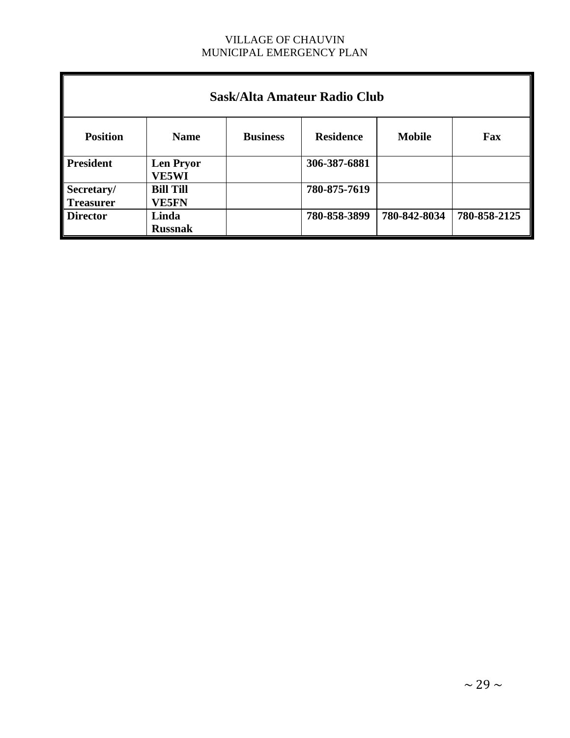| Sask/Alta Amateur Radio Club | | | | | |
|---|---|---|---|---|---|
| **Position** | **Name** | **Business** | **Residence** | **Mobile** | **Fax** |
| **President** | **Len Pryor VE5WI** | | **306-387-6881** | | |
| **Secretary/ Treasurer** | **Bill Till VE5FN** | | **780-875-7619** | | |
| **Director** | **Linda Russnak** | | **780-858-3899** | **780-842-8034** | **780-858-2125** |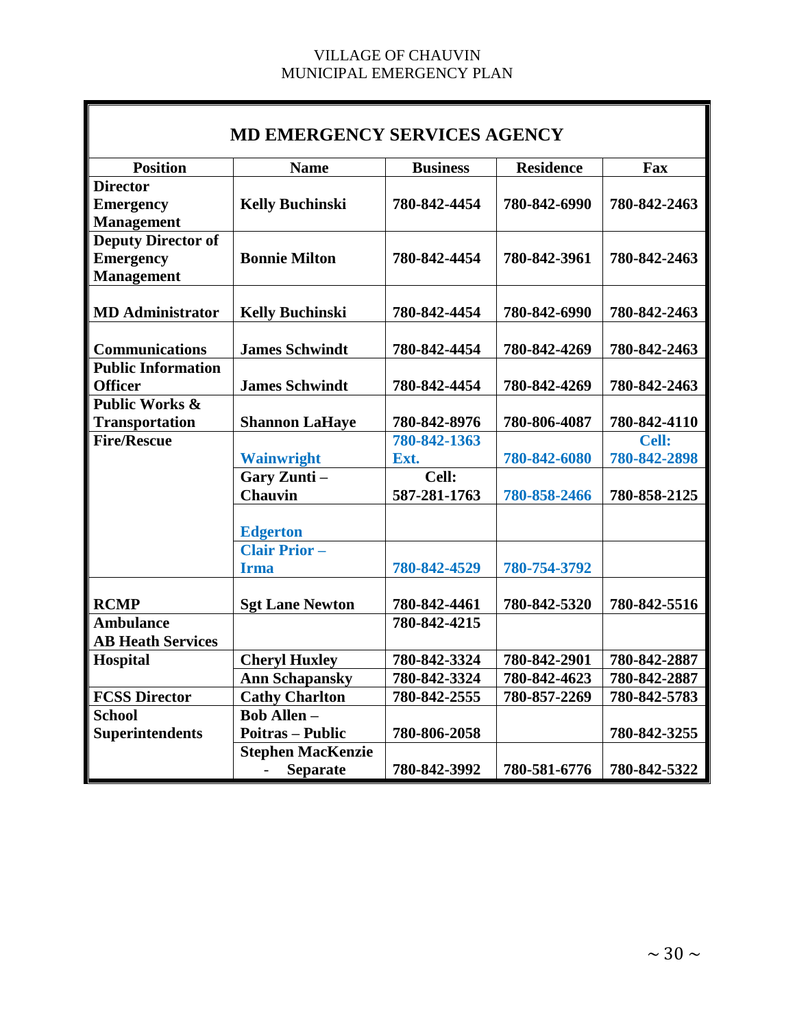## MD EMERGENCY SERVICES AGENCY

| Position | Name | Business | Residence | Fax |
|---|---|---|---|---|
| Director Emergency Management | Kelly Buchinski | 780-842-4454 | 780-842-6990 | 780-842-2463 |
| Deputy Director of Emergency Management | Bonnie Milton | 780-842-4454 | 780-842-3961 | 780-842-2463 |
| MD Administrator | Kelly Buchinski | 780-842-4454 | 780-842-6990 | 780-842-2463 |
| Communications | James Schwindt | 780-842-4454 | 780-842-4269 | 780-842-2463 |
| Public Information Officer | James Schwindt | 780-842-4454 | 780-842-4269 | 780-842-2463 |
| Public Works & Transportation | Shannon LaHaye | 780-842-8976 | 780-806-4087 | 780-842-4110 |
| Fire/Rescue | Wainwright | 780-842-1363 Ext. | 780-842-6080 | Cell: 780-842-2898 |
| | Gary Zunti – Chauvin | Cell: 587-281-1763 | 780-858-2466 | 780-858-2125 |
| | Edgerton | | | |
| | Clair Prior – Irma | 780-842-4529 | 780-754-3792 | |
| RCMP | Sgt Lane Newton | 780-842-4461 | 780-842-5320 | 780-842-5516 |
| Ambulance AB Heath Services | | 780-842-4215 | | |
| Hospital | Cheryl Huxley | 780-842-3324 | 780-842-2901 | 780-842-2887 |
| | Ann Schapansky | 780-842-3324 | 780-842-4623 | 780-842-2887 |
| FCSS Director | Cathy Charlton | 780-842-2555 | 780-857-2269 | 780-842-5783 |
| School Superintendents | Bob Allen – Poitras – Public | 780-806-2058 | | 780-842-3255 |
| | Stephen MacKenzie - Separate | 780-842-3992 | 780-581-6776 | 780-842-5322 |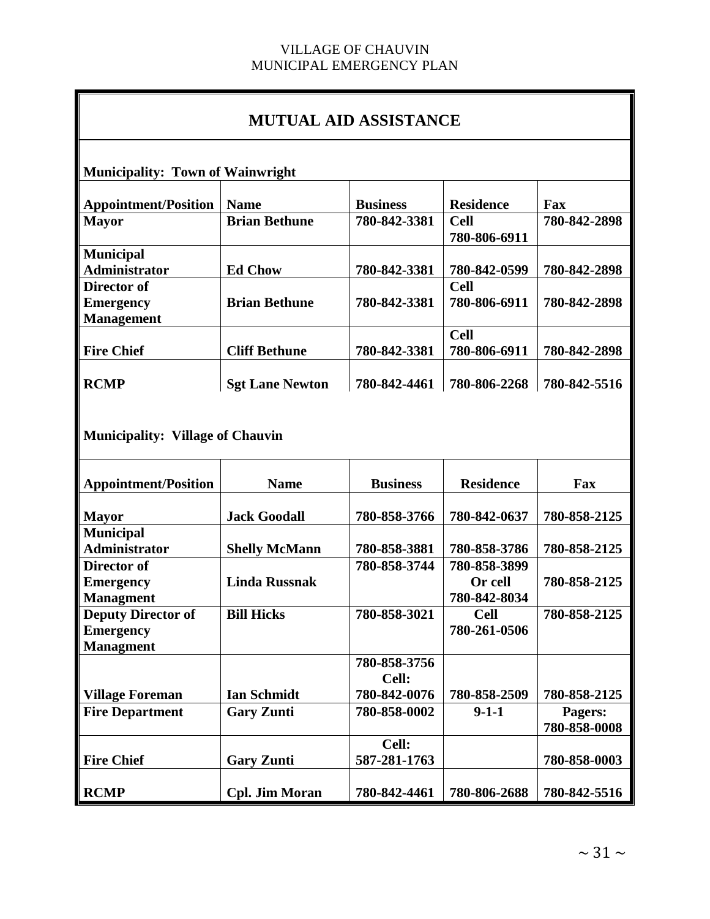# MUTUAL AID ASSISTANCE

**Municipality: Town of Wainwright**

| Appointment/Position | Name | Business | Residence | Fax |
|---|---|---|---|---|
| **Mayor** | **Brian Bethune** | **780-842-3381** | **Cell 780-806-6911** | **780-842-2898** |
| **Municipal Administrator** | **Ed Chow** | **780-842-3381** | **780-842-0599** | **780-842-2898** |
| **Director of Emergency Management** | **Brian Bethune** | **780-842-3381** | **Cell 780-806-6911** | **780-842-2898** |
| **Fire Chief** | **Cliff Bethune** | **780-842-3381** | **Cell 780-806-6911** | **780-842-2898** |
| **RCMP** | **Sgt Lane Newton** | **780-842-4461** | **780-806-2268** | **780-842-5516** |

**Municipality: Village of Chauvin**

| Appointment/Position | Name | Business | Residence | Fax |
|---|---|---|---|---|
| **Mayor** | **Jack Goodall** | **780-858-3766** | **780-842-0637** | **780-858-2125** |
| **Municipal Administrator** | **Shelly McMann** | **780-858-3881** | **780-858-3786** | **780-858-2125** |
| **Director of Emergency Managment** | **Linda Russnak** | **780-858-3744** | **780-858-3899 Or cell 780-842-8034** | **780-858-2125** |
| **Deputy Director of Emergency Managment** | **Bill Hicks** | **780-858-3021** | **Cell 780-261-0506** | **780-858-2125** |
| **Village Foreman** | **Ian Schmidt** | **780-858-3756 Cell: 780-842-0076** | **780-858-2509** | **780-858-2125** |
| **Fire Department** | **Gary Zunti** | **780-858-0002** | **9-1-1** | **Pagers: 780-858-0008** |
| **Fire Chief** | **Gary Zunti** | **Cell: 587-281-1763** | | **780-858-0003** |
| **RCMP** | **Cpl. Jim Moran** | **780-842-4461** | **780-806-2688** | **780-842-5516** |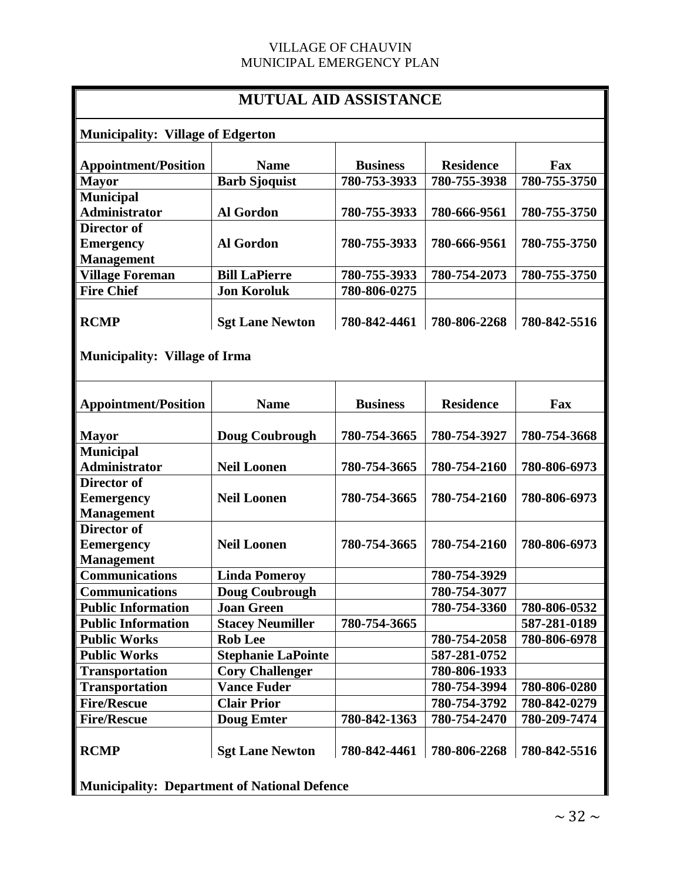## MUTUAL AID ASSISTANCE

**Municipality: Village of Edgerton**

| Appointment/Position | Name | Business | Residence | Fax |
|---|---|---|---|---|
| **Mayor** | **Barb Sjoquist** | **780-753-3933** | **780-755-3938** | **780-755-3750** |
| **Municipal Administrator** | **Al Gordon** | **780-755-3933** | **780-666-9561** | **780-755-3750** |
| **Director of Emergency Management** | **Al Gordon** | **780-755-3933** | **780-666-9561** | **780-755-3750** |
| **Village Foreman** | **Bill LaPierre** | **780-755-3933** | **780-754-2073** | **780-755-3750** |
| **Fire Chief** | **Jon Koroluk** | **780-806-0275** | | |
| **RCMP** | **Sgt Lane Newton** | **780-842-4461** | **780-806-2268** | **780-842-5516** |

**Municipality: Village of Irma**

| Appointment/Position | Name | Business | Residence | Fax |
|---|---|---|---|---|
| **Mayor** | **Doug Coubrough** | **780-754-3665** | **780-754-3927** | **780-754-3668** |
| **Municipal Administrator** | **Neil Loonen** | **780-754-3665** | **780-754-2160** | **780-806-6973** |
| **Director of Eemergency Management** | **Neil Loonen** | **780-754-3665** | **780-754-2160** | **780-806-6973** |
| **Director of Eemergency Management** | **Neil Loonen** | **780-754-3665** | **780-754-2160** | **780-806-6973** |
| **Communications** | **Linda Pomeroy** | | **780-754-3929** | |
| **Communications** | **Doug Coubrough** | | **780-754-3077** | |
| **Public Information** | **Joan Green** | | **780-754-3360** | **780-806-0532** |
| **Public Information** | **Stacey Neumiller** | **780-754-3665** | | **587-281-0189** |
| **Public Works** | **Rob Lee** | | **780-754-2058** | **780-806-6978** |
| **Public Works** | **Stephanie LaPointe** | | **587-281-0752** | |
| **Transportation** | **Cory Challenger** | | **780-806-1933** | |
| **Transportation** | **Vance Fuder** | | **780-754-3994** | **780-806-0280** |
| **Fire/Rescue** | **Clair Prior** | | **780-754-3792** | **780-842-0279** |
| **Fire/Rescue** | **Doug Emter** | **780-842-1363** | **780-754-2470** | **780-209-7474** |
| **RCMP** | **Sgt Lane Newton** | **780-842-4461** | **780-806-2268** | **780-842-5516** |

**Municipality: Department of National Defence**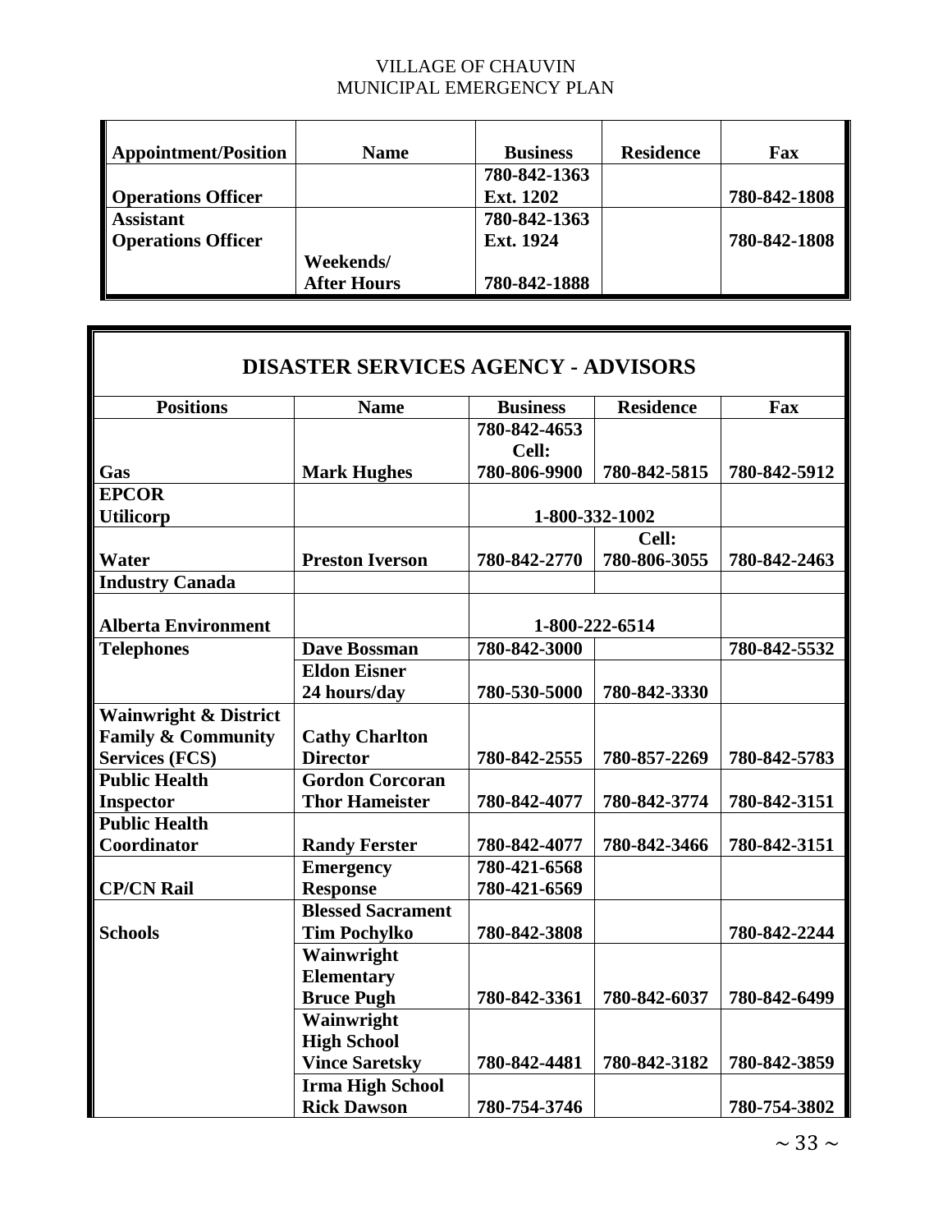| Appointment/Position | Name | Business | Residence | Fax |
|---|---|---|---|---|
| Operations Officer | | 780-842-1363 Ext. 1202 | | 780-842-1808 |
| Assistant Operations Officer | | 780-842-1363 Ext. 1924 | | 780-842-1808 |
| | Weekends/ After Hours | 780-842-1888 | | |

## DISASTER SERVICES AGENCY - ADVISORS

| Positions | Name | Business | Residence | Fax |
|---|---|---|---|---|
| Gas | Mark Hughes | 780-842-4653 Cell: 780-806-9900 | 780-842-5815 | 780-842-5912 |
| EPCOR Utilicorp | | 1-800-332-1002 | | |
| Water | Preston Iverson | 780-842-2770 | Cell: 780-806-3055 | 780-842-2463 |
| Industry Canada | | | | |
| Alberta Environment | | 1-800-222-6514 | | |
| Telephones | Dave Bossman | 780-842-3000 | | 780-842-5532 |
| | Eldon Eisner 24 hours/day | 780-530-5000 | 780-842-3330 | |
| Wainwright & District Family & Community Services (FCS) | Cathy Charlton Director | 780-842-2555 | 780-857-2269 | 780-842-5783 |
| Public Health Inspector | Gordon Corcoran Thor Hameister | 780-842-4077 | 780-842-3774 | 780-842-3151 |
| Public Health Coordinator | Randy Ferster | 780-842-4077 | 780-842-3466 | 780-842-3151 |
| CP/CN Rail | Emergency Response | 780-421-6568 780-421-6569 | | |
| Schools | Blessed Sacrament Tim Pochylko | 780-842-3808 | | 780-842-2244 |
| | Wainwright Elementary Bruce Pugh | 780-842-3361 | 780-842-6037 | 780-842-6499 |
| | Wainwright High School Vince Saretsky | 780-842-4481 | 780-842-3182 | 780-842-3859 |
| | Irma High School Rick Dawson | 780-754-3746 | | 780-754-3802 |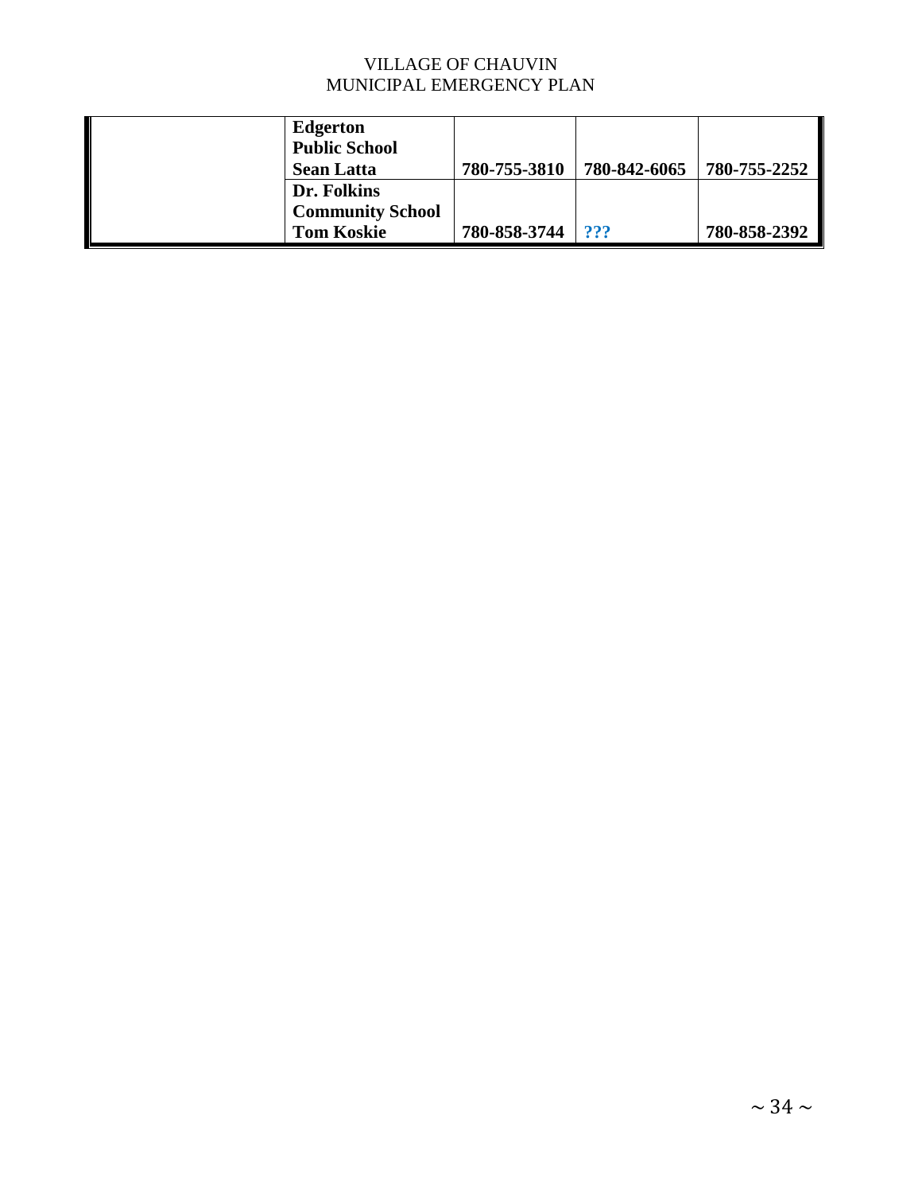| | | | | |
|---|---|---|---|---|
| | **Edgerton Public School Sean Latta** | **780-755-3810** | **780-842-6065** | **780-755-2252** |
| | **Dr. Folkins Community School Tom Koskie** | **780-858-3744** | **???** | **780-858-2392** |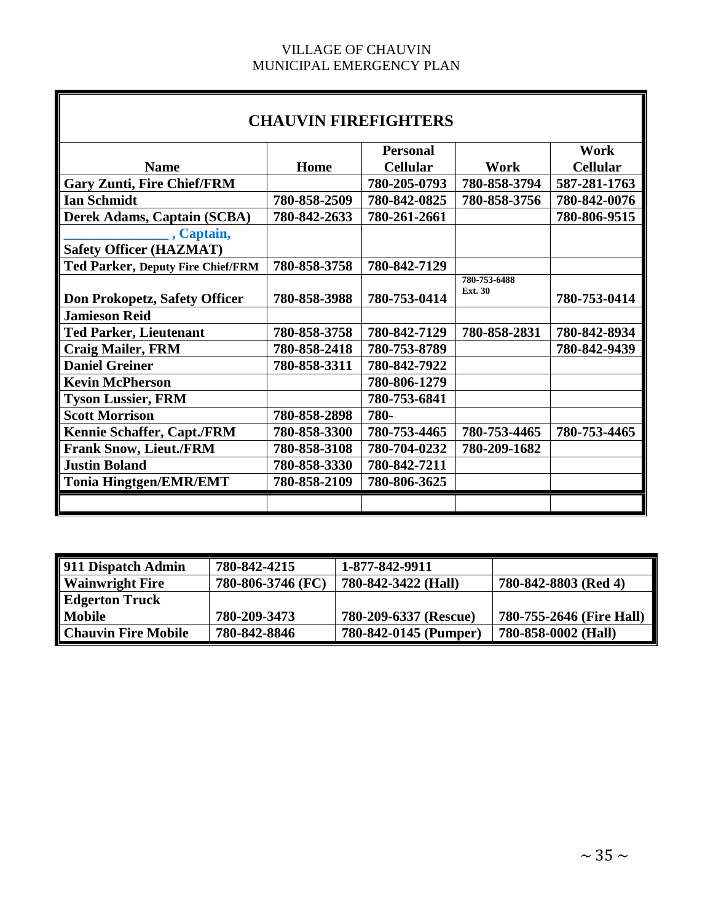## CHAUVIN FIREFIGHTERS

| Name | Home | Personal Cellular | Work | Work Cellular |
|---|---|---|---|---|
| Gary Zunti, Fire Chief/FRM | | 780-205-0793 | 780-858-3794 | 587-281-1763 |
| Ian Schmidt | 780-858-2509 | 780-842-0825 | 780-858-3756 | 780-842-0076 |
| Derek Adams, Captain (SCBA) | 780-842-2633 | 780-261-2661 | | 780-806-9515 |
| _______________ , Captain, Safety Officer (HAZMAT) | | | | |
| Ted Parker, Deputy Fire Chief/FRM | 780-858-3758 | 780-842-7129 | | |
| Don Prokopetz, Safety Officer | 780-858-3988 | 780-753-0414 | 780-753-6488 Ext. 30 | 780-753-0414 |
| Jamieson Reid | | | | |
| Ted Parker, Lieutenant | 780-858-3758 | 780-842-7129 | 780-858-2831 | 780-842-8934 |
| Craig Mailer, FRM | 780-858-2418 | 780-753-8789 | | 780-842-9439 |
| Daniel Greiner | 780-858-3311 | 780-842-7922 | | |
| Kevin McPherson | | 780-806-1279 | | |
| Tyson Lussier, FRM | | 780-753-6841 | | |
| Scott Morrison | 780-858-2898 | 780- | | |
| Kennie Schaffer, Capt./FRM | 780-858-3300 | 780-753-4465 | 780-753-4465 | 780-753-4465 |
| Frank Snow, Lieut./FRM | 780-858-3108 | 780-704-0232 | 780-209-1682 | |
| Justin Boland | 780-858-3330 | 780-842-7211 | | |
| Tonia Hingtgen/EMR/EMT | 780-858-2109 | 780-806-3625 | | |
| | | | | |

| | | | |
|---|---|---|---|
| 911 Dispatch Admin | 780-842-4215 | 1-877-842-9911 | |
| Wainwright Fire | 780-806-3746 (FC) | 780-842-3422 (Hall) | 780-842-8803 (Red 4) |
| Edgerton Truck Mobile | 780-209-3473 | 780-209-6337 (Rescue) | 780-755-2646 (Fire Hall) |
| Chauvin Fire Mobile | 780-842-8846 | 780-842-0145 (Pumper) | 780-858-0002 (Hall) |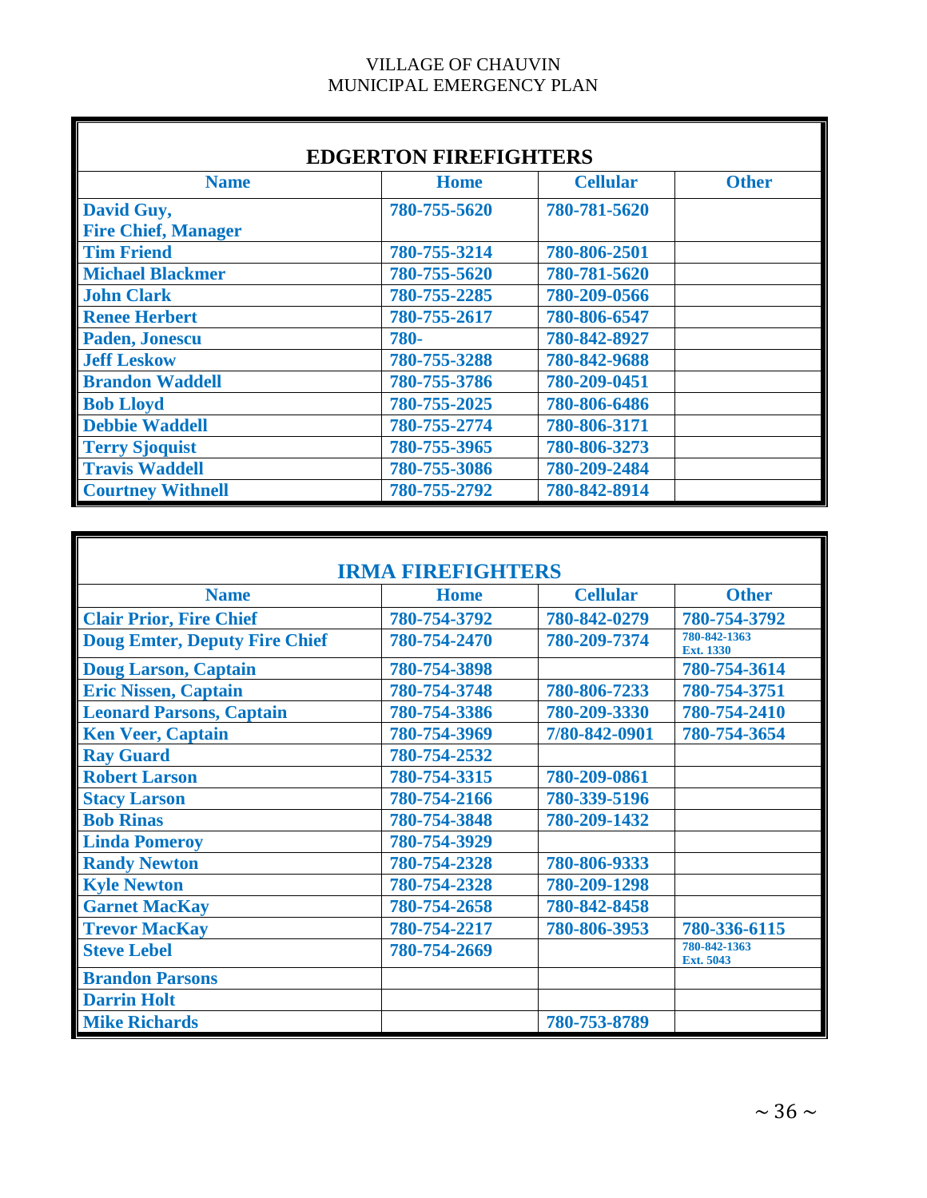VILLAGE OF CHAUVIN
MUNICIPAL EMERGENCY PLAN

## EDGERTON FIREFIGHTERS

| Name | Home | Cellular | Other |
|---|---|---|---|
| David Guy, Fire Chief, Manager | 780-755-5620 | 780-781-5620 | |
| Tim Friend | 780-755-3214 | 780-806-2501 | |
| Michael Blackmer | 780-755-5620 | 780-781-5620 | |
| John Clark | 780-755-2285 | 780-209-0566 | |
| Renee Herbert | 780-755-2617 | 780-806-6547 | |
| Paden, Jonescu | 780- | 780-842-8927 | |
| Jeff Leskow | 780-755-3288 | 780-842-9688 | |
| Brandon Waddell | 780-755-3786 | 780-209-0451 | |
| Bob Lloyd | 780-755-2025 | 780-806-6486 | |
| Debbie Waddell | 780-755-2774 | 780-806-3171 | |
| Terry Sjoquist | 780-755-3965 | 780-806-3273 | |
| Travis Waddell | 780-755-3086 | 780-209-2484 | |
| Courtney Withnell | 780-755-2792 | 780-842-8914 | |

## IRMA FIREFIGHTERS

| Name | Home | Cellular | Other |
|---|---|---|---|
| Clair Prior, Fire Chief | 780-754-3792 | 780-842-0279 | 780-754-3792 |
| Doug Emter, Deputy Fire Chief | 780-754-2470 | 780-209-7374 | 780-842-1363 Ext. 1330 |
| Doug Larson, Captain | 780-754-3898 | | 780-754-3614 |
| Eric Nissen, Captain | 780-754-3748 | 780-806-7233 | 780-754-3751 |
| Leonard Parsons, Captain | 780-754-3386 | 780-209-3330 | 780-754-2410 |
| Ken Veer, Captain | 780-754-3969 | 7/80-842-0901 | 780-754-3654 |
| Ray Guard | 780-754-2532 | | |
| Robert Larson | 780-754-3315 | 780-209-0861 | |
| Stacy Larson | 780-754-2166 | 780-339-5196 | |
| Bob Rinas | 780-754-3848 | 780-209-1432 | |
| Linda Pomeroy | 780-754-3929 | | |
| Randy Newton | 780-754-2328 | 780-806-9333 | |
| Kyle Newton | 780-754-2328 | 780-209-1298 | |
| Garnet MacKay | 780-754-2658 | 780-842-8458 | |
| Trevor MacKay | 780-754-2217 | 780-806-3953 | 780-336-6115 |
| Steve Lebel | 780-754-2669 | | 780-842-1363 Ext. 5043 |
| Brandon Parsons | | | |
| Darrin Holt | | | |
| Mike Richards | | 780-753-8789 | |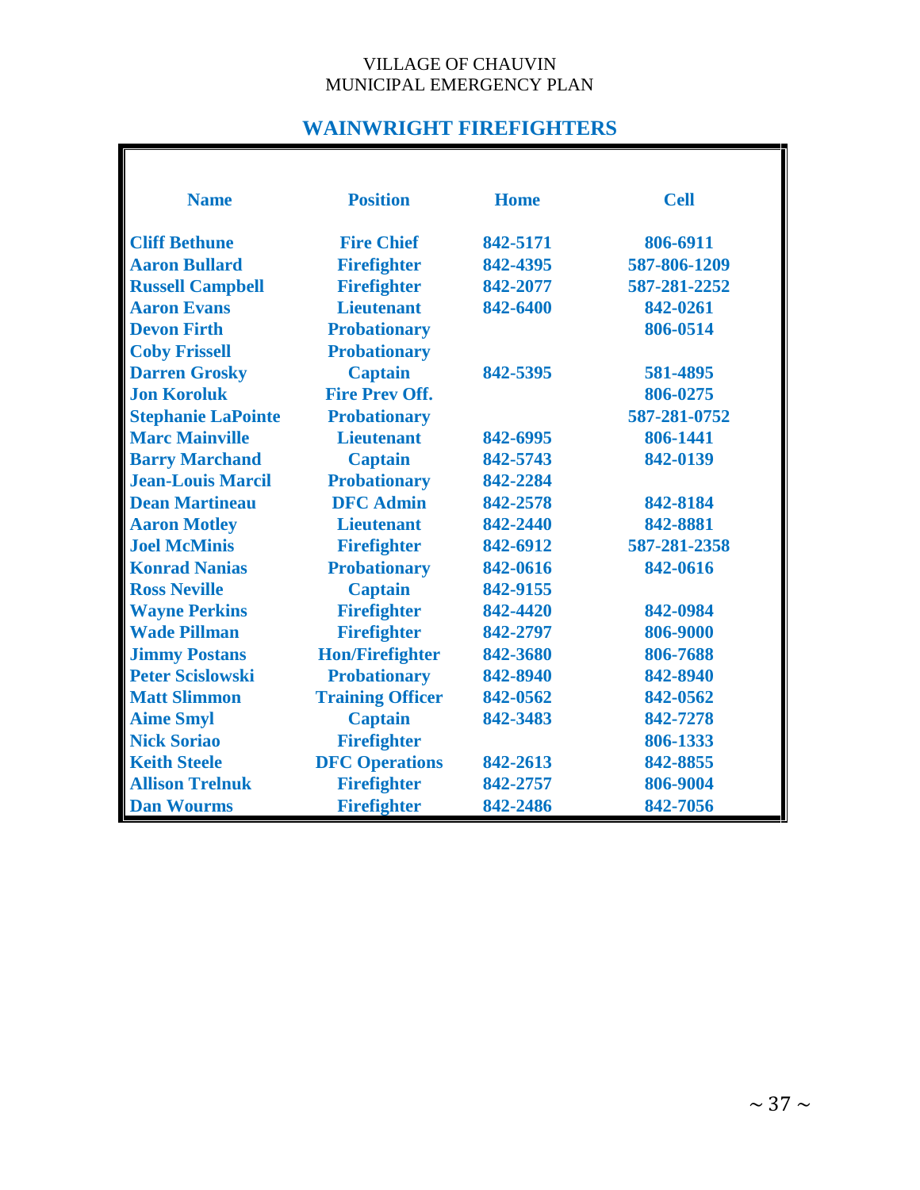## WAINWRIGHT FIREFIGHTERS

| Name | Position | Home | Cell |
|---|---|---|---|
| Cliff Bethune | Fire Chief | 842-5171 | 806-6911 |
| Aaron Bullard | Firefighter | 842-4395 | 587-806-1209 |
| Russell Campbell | Firefighter | 842-2077 | 587-281-2252 |
| Aaron Evans | Lieutenant | 842-6400 | 842-0261 |
| Devon Firth | Probationary | | 806-0514 |
| Coby Frissell | Probationary | | |
| Darren Grosky | Captain | 842-5395 | 581-4895 |
| Jon Koroluk | Fire Prev Off. | | 806-0275 |
| Stephanie LaPointe | Probationary | | 587-281-0752 |
| Marc Mainville | Lieutenant | 842-6995 | 806-1441 |
| Barry Marchand | Captain | 842-5743 | 842-0139 |
| Jean-Louis Marcil | Probationary | 842-2284 | |
| Dean Martineau | DFC Admin | 842-2578 | 842-8184 |
| Aaron Motley | Lieutenant | 842-2440 | 842-8881 |
| Joel McMinis | Firefighter | 842-6912 | 587-281-2358 |
| Konrad Nanias | Probationary | 842-0616 | 842-0616 |
| Ross Neville | Captain | 842-9155 | |
| Wayne Perkins | Firefighter | 842-4420 | 842-0984 |
| Wade Pillman | Firefighter | 842-2797 | 806-9000 |
| Jimmy Postans | Hon/Firefighter | 842-3680 | 806-7688 |
| Peter Scislowski | Probationary | 842-8940 | 842-8940 |
| Matt Slimmon | Training Officer | 842-0562 | 842-0562 |
| Aime Smyl | Captain | 842-3483 | 842-7278 |
| Nick Soriao | Firefighter | | 806-1333 |
| Keith Steele | DFC Operations | 842-2613 | 842-8855 |
| Allison Trelnuk | Firefighter | 842-2757 | 806-9004 |
| Dan Wourms | Firefighter | 842-2486 | 842-7056 |